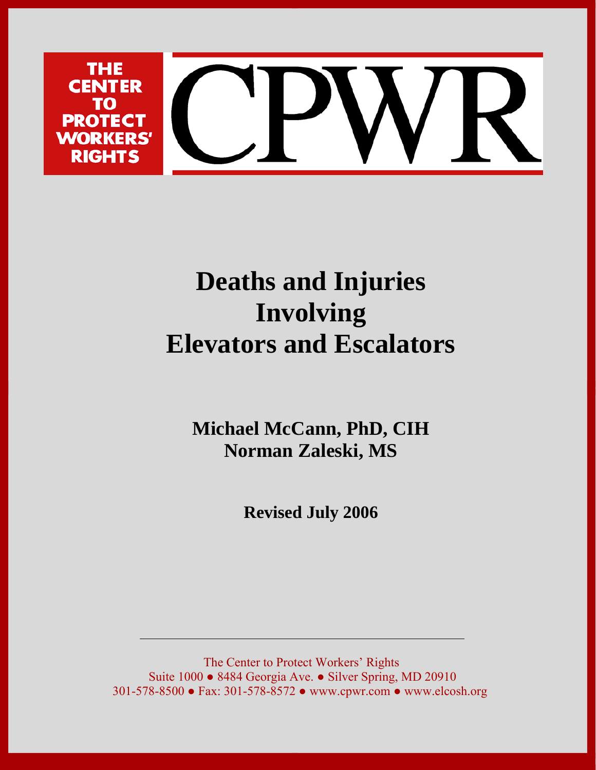THE CENTER TO PROTECT WORKERS' RIGHTS

CPWR

# Deaths and Injuries Involving Elevators and Escalators

**Michael McCann, PhD, CIH**
**Norman Zaleski, MS**

**Revised July 2006**

---

The Center to Protect Workers' Rights
Suite 1000 ● 8484 Georgia Ave. ● Silver Spring, MD 20910
301-578-8500 ● Fax: 301-578-8572 ● www.cpwr.com ● www.elcosh.org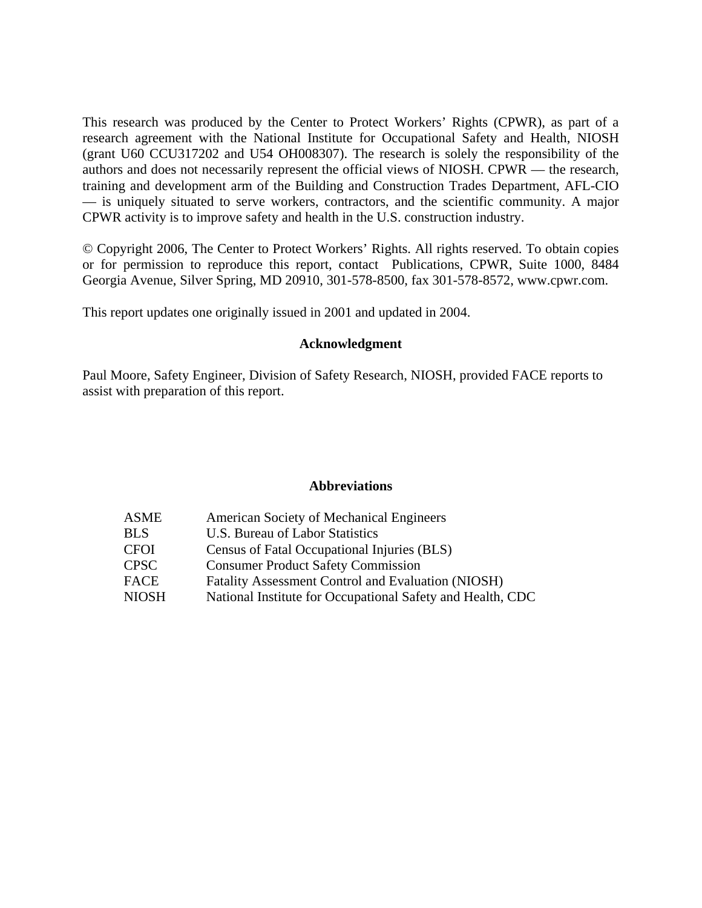This research was produced by the Center to Protect Workers' Rights (CPWR), as part of a research agreement with the National Institute for Occupational Safety and Health, NIOSH (grant U60 CCU317202 and U54 OH008307). The research is solely the responsibility of the authors and does not necessarily represent the official views of NIOSH. CPWR — the research, training and development arm of the Building and Construction Trades Department, AFL-CIO — is uniquely situated to serve workers, contractors, and the scientific community. A major CPWR activity is to improve safety and health in the U.S. construction industry.

© Copyright 2006, The Center to Protect Workers' Rights. All rights reserved. To obtain copies or for permission to reproduce this report, contact Publications, CPWR, Suite 1000, 8484 Georgia Avenue, Silver Spring, MD 20910, 301-578-8500, fax 301-578-8572, www.cpwr.com.

This report updates one originally issued in 2001 and updated in 2004.

**Acknowledgment**

Paul Moore, Safety Engineer, Division of Safety Research, NIOSH, provided FACE reports to assist with preparation of this report.

**Abbreviations**

| | |
|---|---|
| ASME | American Society of Mechanical Engineers |
| BLS | U.S. Bureau of Labor Statistics |
| CFOI | Census of Fatal Occupational Injuries (BLS) |
| CPSC | Consumer Product Safety Commission |
| FACE | Fatality Assessment Control and Evaluation (NIOSH) |
| NIOSH | National Institute for Occupational Safety and Health, CDC |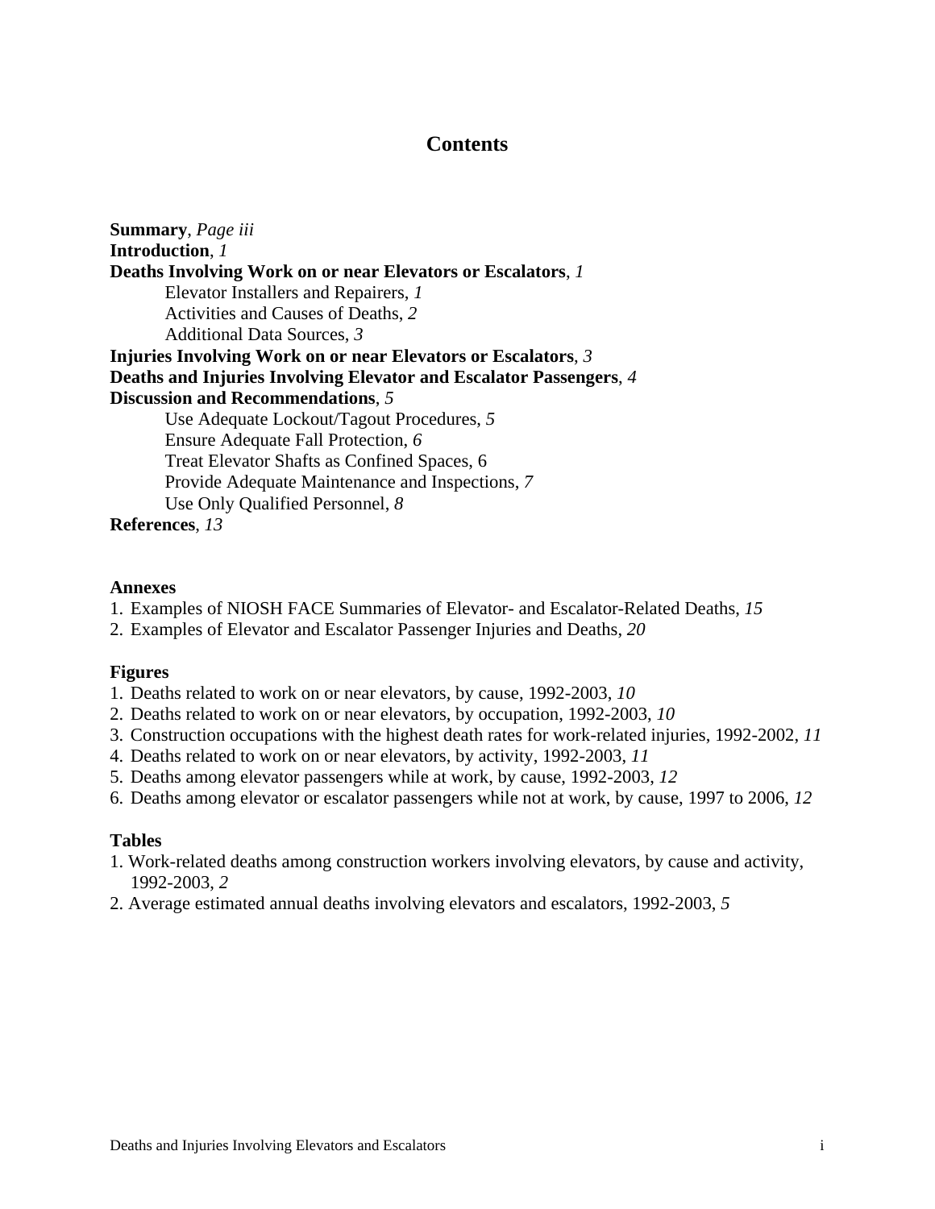# Contents

**Summary**, *Page iii*
**Introduction**, *1*
**Deaths Involving Work on or near Elevators or Escalators**, *1*
  Elevator Installers and Repairers, *1*
  Activities and Causes of Deaths, *2*
  Additional Data Sources, *3*
**Injuries Involving Work on or near Elevators or Escalators**, *3*
**Deaths and Injuries Involving Elevator and Escalator Passengers**, *4*
**Discussion and Recommendations**, *5*
  Use Adequate Lockout/Tagout Procedures, *5*
  Ensure Adequate Fall Protection, *6*
  Treat Elevator Shafts as Confined Spaces, 6
  Provide Adequate Maintenance and Inspections, *7*
  Use Only Qualified Personnel, *8*
**References**, *13*

**Annexes**

1. Examples of NIOSH FACE Summaries of Elevator- and Escalator-Related Deaths, *15*
2. Examples of Elevator and Escalator Passenger Injuries and Deaths, *20*

**Figures**

1. Deaths related to work on or near elevators, by cause, 1992-2003, *10*
2. Deaths related to work on or near elevators, by occupation, 1992-2003, *10*
3. Construction occupations with the highest death rates for work-related injuries, 1992-2002, *11*
4. Deaths related to work on or near elevators, by activity, 1992-2003, *11*
5. Deaths among elevator passengers while at work, by cause, 1992-2003, *12*
6. Deaths among elevator or escalator passengers while not at work, by cause, 1997 to 2006, *12*

**Tables**

1. Work-related deaths among construction workers involving elevators, by cause and activity, 1992-2003, *2*
2. Average estimated annual deaths involving elevators and escalators, 1992-2003, *5*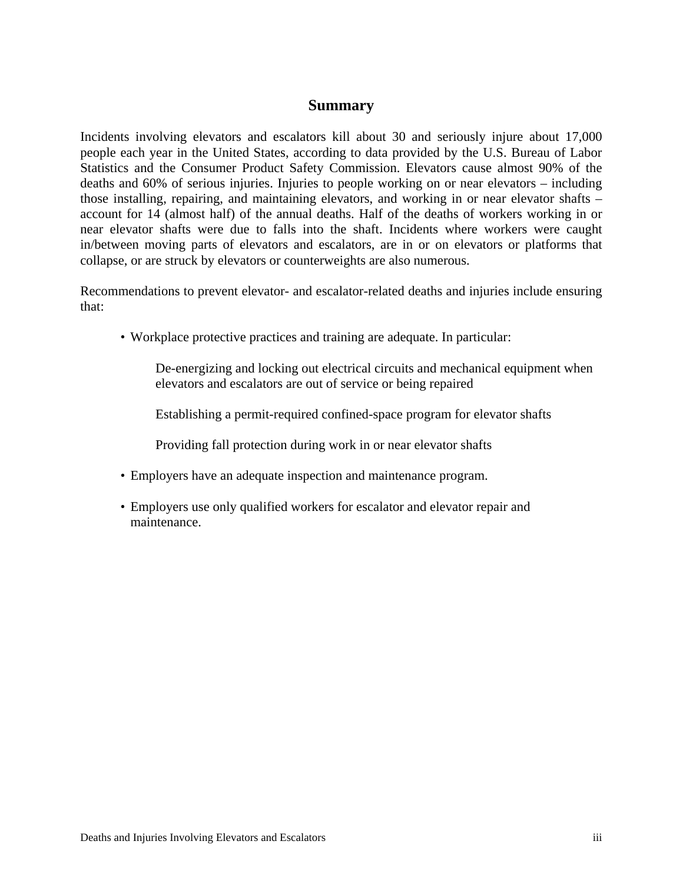## Summary

Incidents involving elevators and escalators kill about 30 and seriously injure about 17,000 people each year in the United States, according to data provided by the U.S. Bureau of Labor Statistics and the Consumer Product Safety Commission. Elevators cause almost 90% of the deaths and 60% of serious injuries. Injuries to people working on or near elevators – including those installing, repairing, and maintaining elevators, and working in or near elevator shafts – account for 14 (almost half) of the annual deaths. Half of the deaths of workers working in or near elevator shafts were due to falls into the shaft. Incidents where workers were caught in/between moving parts of elevators and escalators, are in or on elevators or platforms that collapse, or are struck by elevators or counterweights are also numerous.

Recommendations to prevent elevator- and escalator-related deaths and injuries include ensuring that:

- Workplace protective practices and training are adequate. In particular:

  De-energizing and locking out electrical circuits and mechanical equipment when elevators and escalators are out of service or being repaired

  Establishing a permit-required confined-space program for elevator shafts

  Providing fall protection during work in or near elevator shafts

- Employers have an adequate inspection and maintenance program.

- Employers use only qualified workers for escalator and elevator repair and maintenance.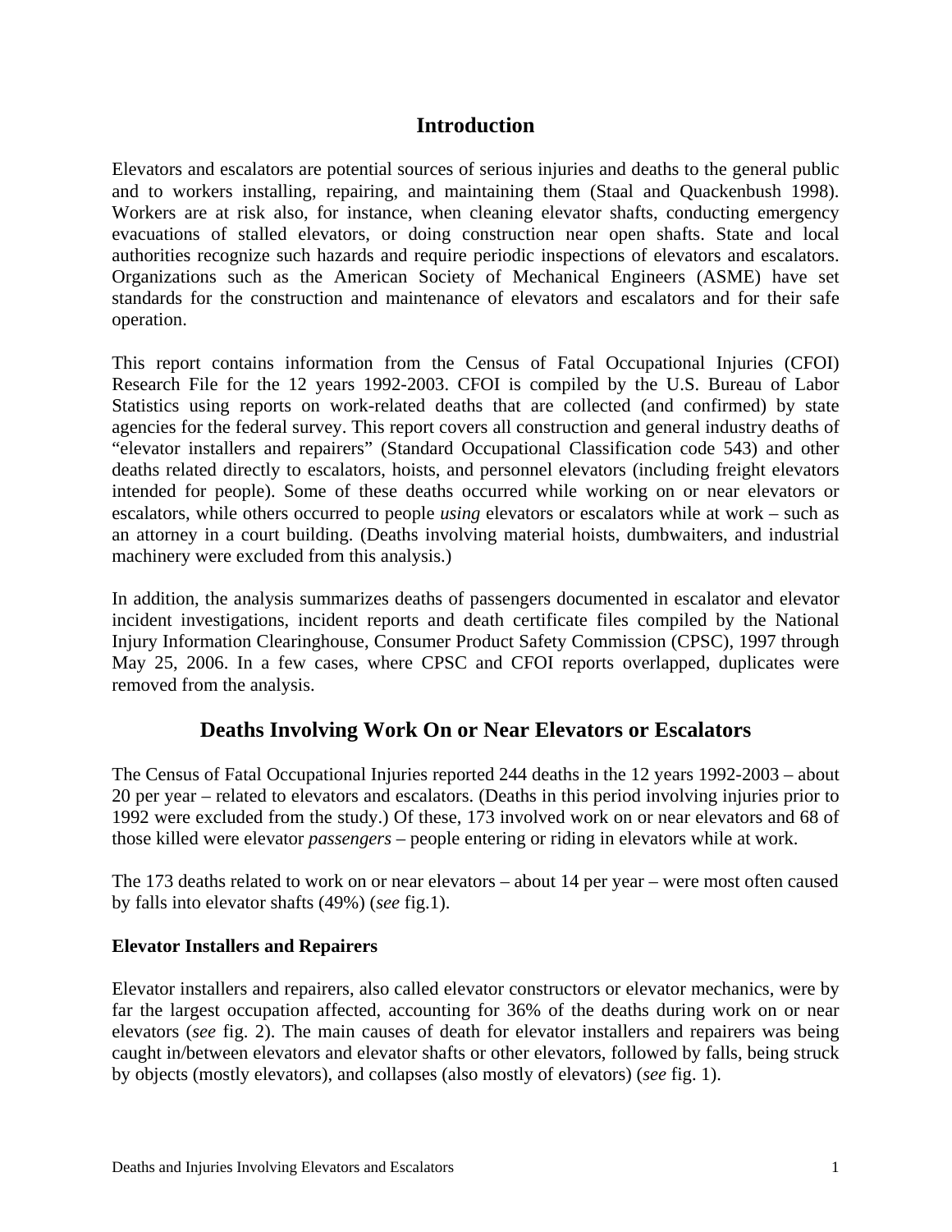## Introduction

Elevators and escalators are potential sources of serious injuries and deaths to the general public and to workers installing, repairing, and maintaining them (Staal and Quackenbush 1998). Workers are at risk also, for instance, when cleaning elevator shafts, conducting emergency evacuations of stalled elevators, or doing construction near open shafts. State and local authorities recognize such hazards and require periodic inspections of elevators and escalators. Organizations such as the American Society of Mechanical Engineers (ASME) have set standards for the construction and maintenance of elevators and escalators and for their safe operation.

This report contains information from the Census of Fatal Occupational Injuries (CFOI) Research File for the 12 years 1992-2003. CFOI is compiled by the U.S. Bureau of Labor Statistics using reports on work-related deaths that are collected (and confirmed) by state agencies for the federal survey. This report covers all construction and general industry deaths of "elevator installers and repairers" (Standard Occupational Classification code 543) and other deaths related directly to escalators, hoists, and personnel elevators (including freight elevators intended for people). Some of these deaths occurred while working on or near elevators or escalators, while others occurred to people *using* elevators or escalators while at work – such as an attorney in a court building. (Deaths involving material hoists, dumbwaiters, and industrial machinery were excluded from this analysis.)

In addition, the analysis summarizes deaths of passengers documented in escalator and elevator incident investigations, incident reports and death certificate files compiled by the National Injury Information Clearinghouse, Consumer Product Safety Commission (CPSC), 1997 through May 25, 2006. In a few cases, where CPSC and CFOI reports overlapped, duplicates were removed from the analysis.

## Deaths Involving Work On or Near Elevators or Escalators

The Census of Fatal Occupational Injuries reported 244 deaths in the 12 years 1992-2003 – about 20 per year – related to elevators and escalators. (Deaths in this period involving injuries prior to 1992 were excluded from the study.) Of these, 173 involved work on or near elevators and 68 of those killed were elevator *passengers* – people entering or riding in elevators while at work.

The 173 deaths related to work on or near elevators – about 14 per year – were most often caused by falls into elevator shafts (49%) (*see* fig.1).

**Elevator Installers and Repairers**

Elevator installers and repairers, also called elevator constructors or elevator mechanics, were by far the largest occupation affected, accounting for 36% of the deaths during work on or near elevators (*see* fig. 2). The main causes of death for elevator installers and repairers was being caught in/between elevators and elevator shafts or other elevators, followed by falls, being struck by objects (mostly elevators), and collapses (also mostly of elevators) (*see* fig. 1).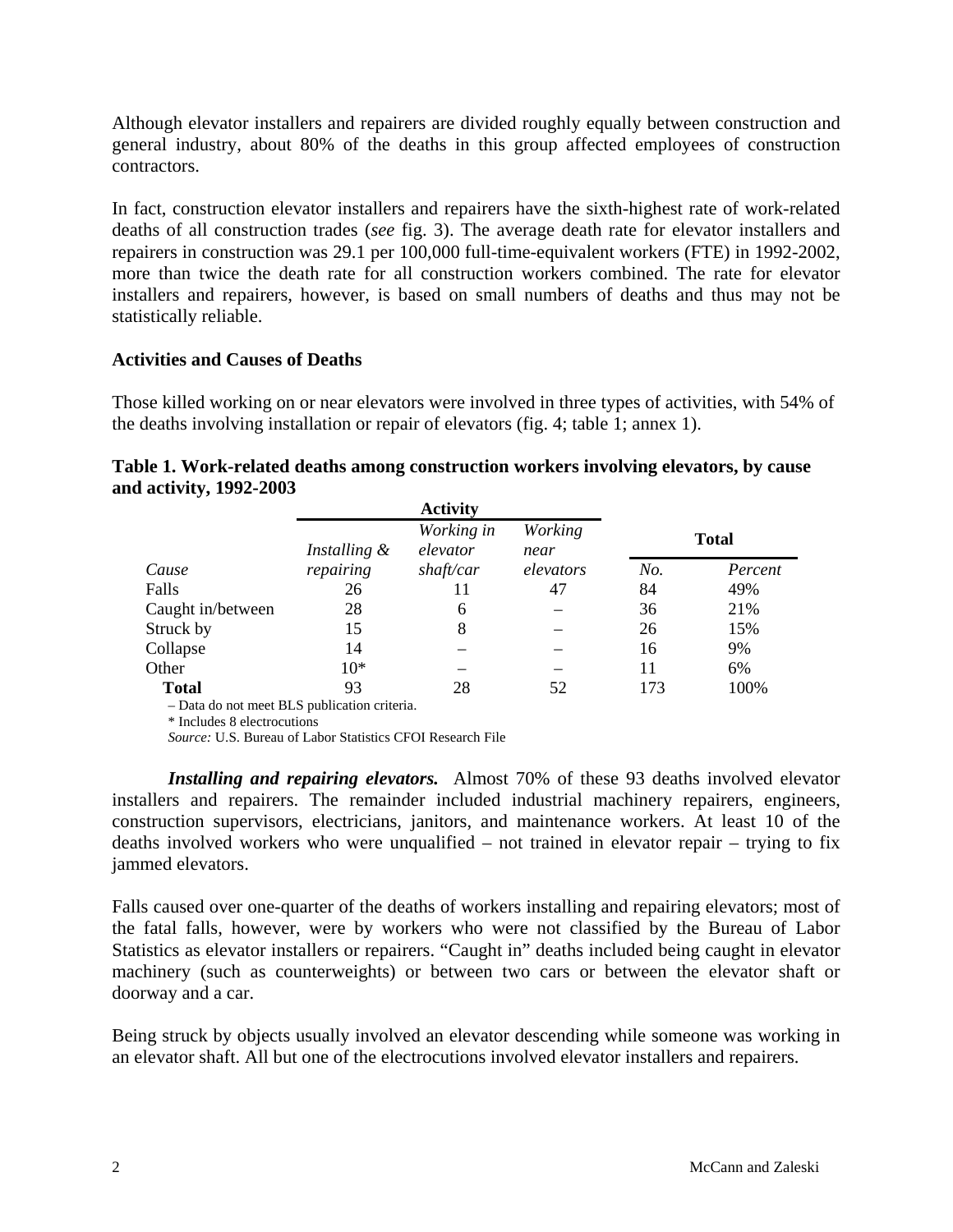Although elevator installers and repairers are divided roughly equally between construction and general industry, about 80% of the deaths in this group affected employees of construction contractors.

In fact, construction elevator installers and repairers have the sixth-highest rate of work-related deaths of all construction trades (*see* fig. 3). The average death rate for elevator installers and repairers in construction was 29.1 per 100,000 full-time-equivalent workers (FTE) in 1992-2002, more than twice the death rate for all construction workers combined. The rate for elevator installers and repairers, however, is based on small numbers of deaths and thus may not be statistically reliable.

### Activities and Causes of Deaths

Those killed working on or near elevators were involved in three types of activities, with 54% of the deaths involving installation or repair of elevators (fig. 4; table 1; annex 1).

**Table 1. Work-related deaths among construction workers involving elevators, by cause and activity, 1992-2003**

| | Activity | | | Total | |
|---|---|---|---|---|---|
| *Cause* | *Installing & repairing* | *Working in elevator shaft/car* | *Working near elevators* | *No.* | *Percent* |
| Falls | 26 | 11 | 47 | 84 | 49% |
| Caught in/between | 28 | 6 | – | 36 | 21% |
| Struck by | 15 | 8 | – | 26 | 15% |
| Collapse | 14 | – | – | 16 | 9% |
| Other | 10* | – | – | 11 | 6% |
| **Total** | 93 | 28 | 52 | 173 | 100% |

– Data do not meet BLS publication criteria.
\* Includes 8 electrocutions
*Source:* U.S. Bureau of Labor Statistics CFOI Research File

***Installing and repairing elevators.*** Almost 70% of these 93 deaths involved elevator installers and repairers. The remainder included industrial machinery repairers, engineers, construction supervisors, electricians, janitors, and maintenance workers. At least 10 of the deaths involved workers who were unqualified – not trained in elevator repair – trying to fix jammed elevators.

Falls caused over one-quarter of the deaths of workers installing and repairing elevators; most of the fatal falls, however, were by workers who were not classified by the Bureau of Labor Statistics as elevator installers or repairers. "Caught in" deaths included being caught in elevator machinery (such as counterweights) or between two cars or between the elevator shaft or doorway and a car.

Being struck by objects usually involved an elevator descending while someone was working in an elevator shaft. All but one of the electrocutions involved elevator installers and repairers.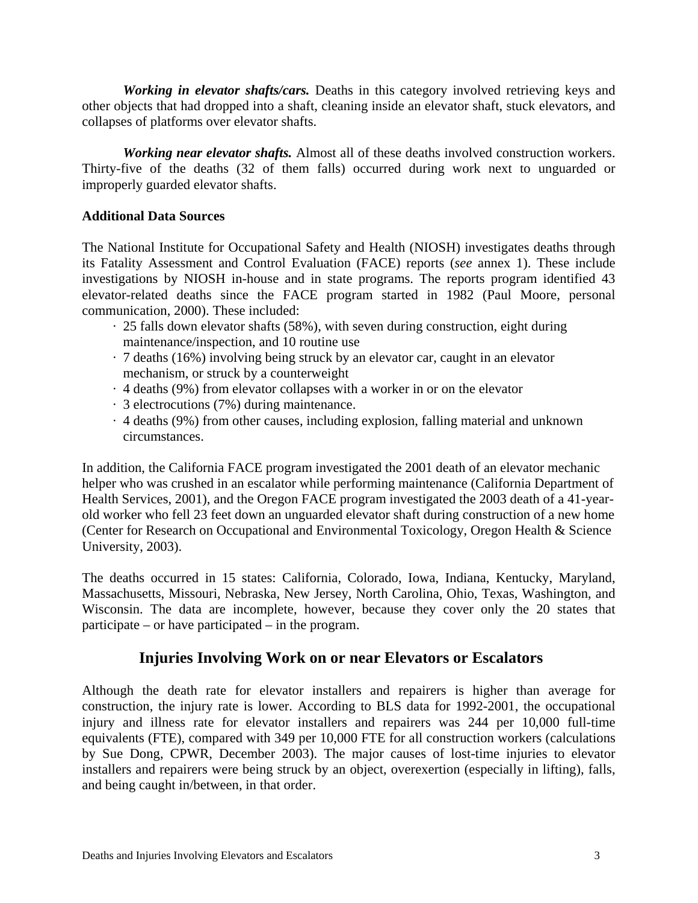***Working in elevator shafts/cars.*** Deaths in this category involved retrieving keys and other objects that had dropped into a shaft, cleaning inside an elevator shaft, stuck elevators, and collapses of platforms over elevator shafts.

***Working near elevator shafts.*** Almost all of these deaths involved construction workers. Thirty-five of the deaths (32 of them falls) occurred during work next to unguarded or improperly guarded elevator shafts.

**Additional Data Sources**

The National Institute for Occupational Safety and Health (NIOSH) investigates deaths through its Fatality Assessment and Control Evaluation (FACE) reports (*see* annex 1). These include investigations by NIOSH in-house and in state programs. The reports program identified 43 elevator-related deaths since the FACE program started in 1982 (Paul Moore, personal communication, 2000). These included:

- 25 falls down elevator shafts (58%), with seven during construction, eight during maintenance/inspection, and 10 routine use
- 7 deaths (16%) involving being struck by an elevator car, caught in an elevator mechanism, or struck by a counterweight
- 4 deaths (9%) from elevator collapses with a worker in or on the elevator
- 3 electrocutions (7%) during maintenance.
- 4 deaths (9%) from other causes, including explosion, falling material and unknown circumstances.

In addition, the California FACE program investigated the 2001 death of an elevator mechanic helper who was crushed in an escalator while performing maintenance (California Department of Health Services, 2001), and the Oregon FACE program investigated the 2003 death of a 41-year-old worker who fell 23 feet down an unguarded elevator shaft during construction of a new home (Center for Research on Occupational and Environmental Toxicology, Oregon Health & Science University, 2003).

The deaths occurred in 15 states: California, Colorado, Iowa, Indiana, Kentucky, Maryland, Massachusetts, Missouri, Nebraska, New Jersey, North Carolina, Ohio, Texas, Washington, and Wisconsin. The data are incomplete, however, because they cover only the 20 states that participate – or have participated – in the program.

## Injuries Involving Work on or near Elevators or Escalators

Although the death rate for elevator installers and repairers is higher than average for construction, the injury rate is lower. According to BLS data for 1992-2001, the occupational injury and illness rate for elevator installers and repairers was 244 per 10,000 full-time equivalents (FTE), compared with 349 per 10,000 FTE for all construction workers (calculations by Sue Dong, CPWR, December 2003). The major causes of lost-time injuries to elevator installers and repairers were being struck by an object, overexertion (especially in lifting), falls, and being caught in/between, in that order.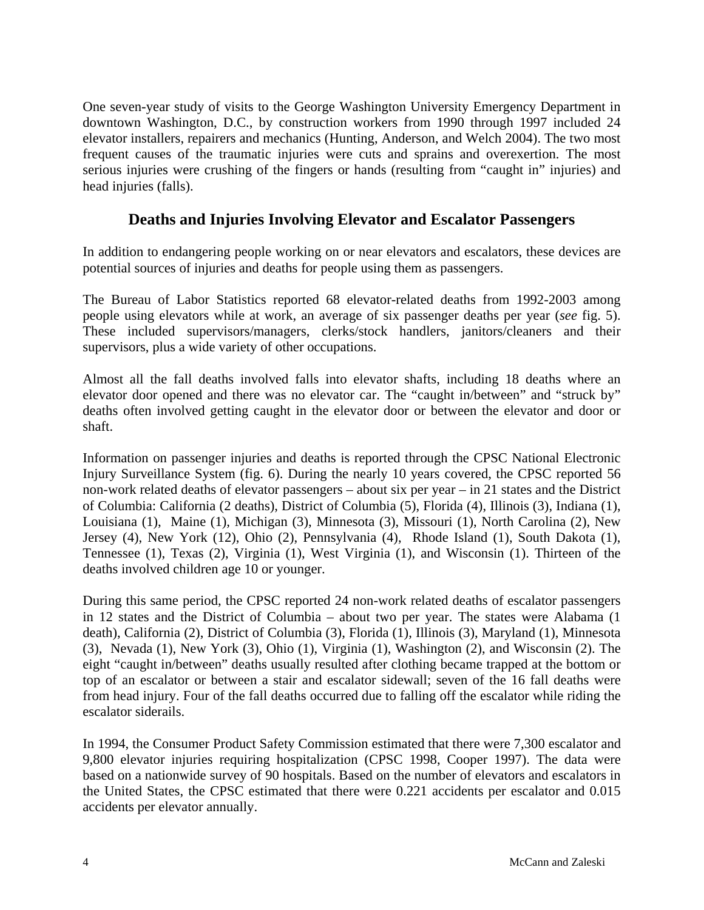One seven-year study of visits to the George Washington University Emergency Department in downtown Washington, D.C., by construction workers from 1990 through 1997 included 24 elevator installers, repairers and mechanics (Hunting, Anderson, and Welch 2004). The two most frequent causes of the traumatic injuries were cuts and sprains and overexertion. The most serious injuries were crushing of the fingers or hands (resulting from "caught in" injuries) and head injuries (falls).

## Deaths and Injuries Involving Elevator and Escalator Passengers

In addition to endangering people working on or near elevators and escalators, these devices are potential sources of injuries and deaths for people using them as passengers.

The Bureau of Labor Statistics reported 68 elevator-related deaths from 1992-2003 among people using elevators while at work, an average of six passenger deaths per year (*see* fig. 5). These included supervisors/managers, clerks/stock handlers, janitors/cleaners and their supervisors, plus a wide variety of other occupations.

Almost all the fall deaths involved falls into elevator shafts, including 18 deaths where an elevator door opened and there was no elevator car. The "caught in/between" and "struck by" deaths often involved getting caught in the elevator door or between the elevator and door or shaft.

Information on passenger injuries and deaths is reported through the CPSC National Electronic Injury Surveillance System (fig. 6). During the nearly 10 years covered, the CPSC reported 56 non-work related deaths of elevator passengers – about six per year – in 21 states and the District of Columbia: California (2 deaths), District of Columbia (5), Florida (4), Illinois (3), Indiana (1), Louisiana (1), Maine (1), Michigan (3), Minnesota (3), Missouri (1), North Carolina (2), New Jersey (4), New York (12), Ohio (2), Pennsylvania (4), Rhode Island (1), South Dakota (1), Tennessee (1), Texas (2), Virginia (1), West Virginia (1), and Wisconsin (1). Thirteen of the deaths involved children age 10 or younger.

During this same period, the CPSC reported 24 non-work related deaths of escalator passengers in 12 states and the District of Columbia – about two per year. The states were Alabama (1 death), California (2), District of Columbia (3), Florida (1), Illinois (3), Maryland (1), Minnesota (3), Nevada (1), New York (3), Ohio (1), Virginia (1), Washington (2), and Wisconsin (2). The eight "caught in/between" deaths usually resulted after clothing became trapped at the bottom or top of an escalator or between a stair and escalator sidewall; seven of the 16 fall deaths were from head injury. Four of the fall deaths occurred due to falling off the escalator while riding the escalator siderails.

In 1994, the Consumer Product Safety Commission estimated that there were 7,300 escalator and 9,800 elevator injuries requiring hospitalization (CPSC 1998, Cooper 1997). The data were based on a nationwide survey of 90 hospitals. Based on the number of elevators and escalators in the United States, the CPSC estimated that there were 0.221 accidents per escalator and 0.015 accidents per elevator annually.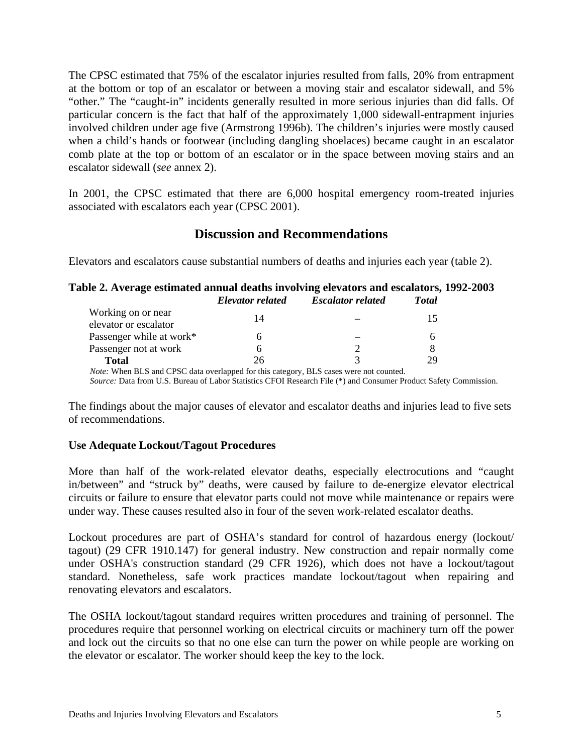The CPSC estimated that 75% of the escalator injuries resulted from falls, 20% from entrapment at the bottom or top of an escalator or between a moving stair and escalator sidewall, and 5% "other." The "caught-in" incidents generally resulted in more serious injuries than did falls. Of particular concern is the fact that half of the approximately 1,000 sidewall-entrapment injuries involved children under age five (Armstrong 1996b). The children's injuries were mostly caused when a child's hands or footwear (including dangling shoelaces) became caught in an escalator comb plate at the top or bottom of an escalator or in the space between moving stairs and an escalator sidewall (*see* annex 2).

In 2001, the CPSC estimated that there are 6,000 hospital emergency room-treated injuries associated with escalators each year (CPSC 2001).

## Discussion and Recommendations

Elevators and escalators cause substantial numbers of deaths and injuries each year (table 2).

**Table 2. Average estimated annual deaths involving elevators and escalators, 1992-2003**

| | *Elevator related* | *Escalator related* | *Total* |
|---|---|---|---|
| Working on or near elevator or escalator | 14 | – | 15 |
| Passenger while at work* | 6 | – | 6 |
| Passenger not at work | 6 | 2 | 8 |
| **Total** | 26 | 3 | 29 |

*Note:* When BLS and CPSC data overlapped for this category, BLS cases were not counted.
*Source:* Data from U.S. Bureau of Labor Statistics CFOI Research File (*) and Consumer Product Safety Commission.

The findings about the major causes of elevator and escalator deaths and injuries lead to five sets of recommendations.

### Use Adequate Lockout/Tagout Procedures

More than half of the work-related elevator deaths, especially electrocutions and "caught in/between" and "struck by" deaths, were caused by failure to de-energize elevator electrical circuits or failure to ensure that elevator parts could not move while maintenance or repairs were under way. These causes resulted also in four of the seven work-related escalator deaths.

Lockout procedures are part of OSHA's standard for control of hazardous energy (lockout/ tagout) (29 CFR 1910.147) for general industry. New construction and repair normally come under OSHA's construction standard (29 CFR 1926), which does not have a lockout/tagout standard. Nonetheless, safe work practices mandate lockout/tagout when repairing and renovating elevators and escalators.

The OSHA lockout/tagout standard requires written procedures and training of personnel. The procedures require that personnel working on electrical circuits or machinery turn off the power and lock out the circuits so that no one else can turn the power on while people are working on the elevator or escalator. The worker should keep the key to the lock.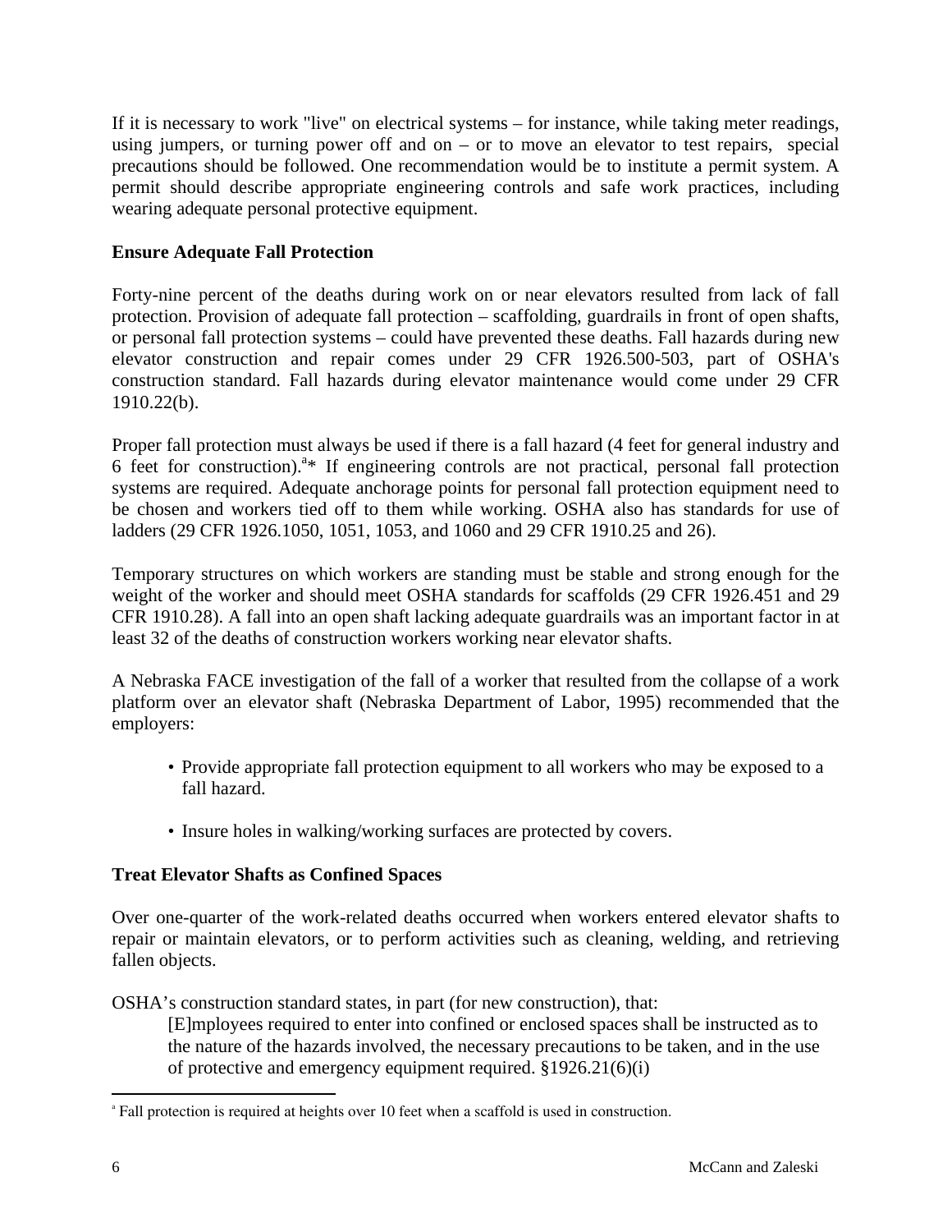If it is necessary to work "live" on electrical systems – for instance, while taking meter readings, using jumpers, or turning power off and on – or to move an elevator to test repairs, special precautions should be followed. One recommendation would be to institute a permit system. A permit should describe appropriate engineering controls and safe work practices, including wearing adequate personal protective equipment.

**Ensure Adequate Fall Protection**

Forty-nine percent of the deaths during work on or near elevators resulted from lack of fall protection. Provision of adequate fall protection – scaffolding, guardrails in front of open shafts, or personal fall protection systems – could have prevented these deaths. Fall hazards during new elevator construction and repair comes under 29 CFR 1926.500-503, part of OSHA's construction standard. Fall hazards during elevator maintenance would come under 29 CFR 1910.22(b).

Proper fall protection must always be used if there is a fall hazard (4 feet for general industry and 6 feet for construction).[a]* If engineering controls are not practical, personal fall protection systems are required. Adequate anchorage points for personal fall protection equipment need to be chosen and workers tied off to them while working. OSHA also has standards for use of ladders (29 CFR 1926.1050, 1051, 1053, and 1060 and 29 CFR 1910.25 and 26).

Temporary structures on which workers are standing must be stable and strong enough for the weight of the worker and should meet OSHA standards for scaffolds (29 CFR 1926.451 and 29 CFR 1910.28). A fall into an open shaft lacking adequate guardrails was an important factor in at least 32 of the deaths of construction workers working near elevator shafts.

A Nebraska FACE investigation of the fall of a worker that resulted from the collapse of a work platform over an elevator shaft (Nebraska Department of Labor, 1995) recommended that the employers:

- Provide appropriate fall protection equipment to all workers who may be exposed to a fall hazard.
- Insure holes in walking/working surfaces are protected by covers.

**Treat Elevator Shafts as Confined Spaces**

Over one-quarter of the work-related deaths occurred when workers entered elevator shafts to repair or maintain elevators, or to perform activities such as cleaning, welding, and retrieving fallen objects.

OSHA's construction standard states, in part (for new construction), that:

> [E]mployees required to enter into confined or enclosed spaces shall be instructed as to the nature of the hazards involved, the necessary precautions to be taken, and in the use of protective and emergency equipment required. §1926.21(6)(i)

[a] Fall protection is required at heights over 10 feet when a scaffold is used in construction.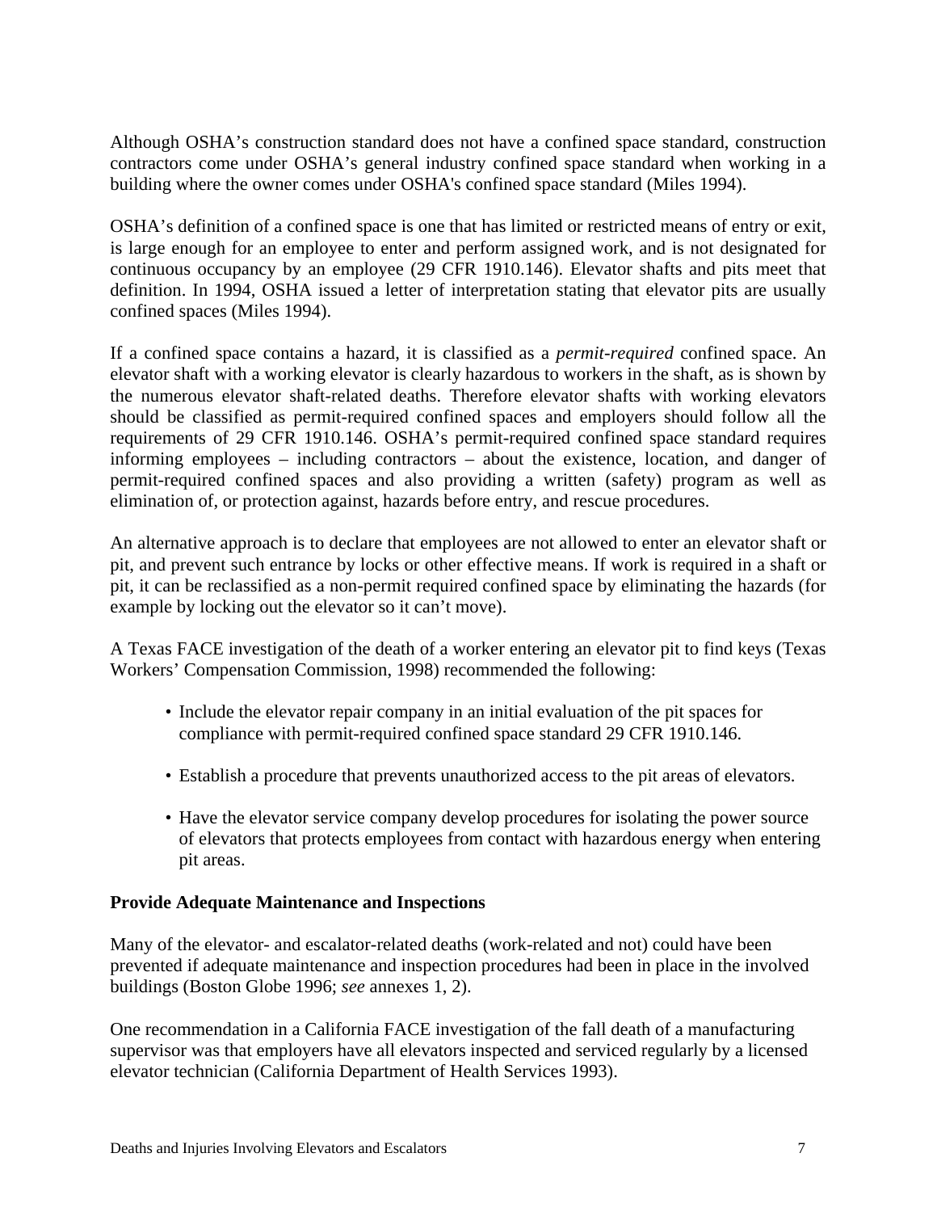Although OSHA's construction standard does not have a confined space standard, construction contractors come under OSHA's general industry confined space standard when working in a building where the owner comes under OSHA's confined space standard (Miles 1994).

OSHA's definition of a confined space is one that has limited or restricted means of entry or exit, is large enough for an employee to enter and perform assigned work, and is not designated for continuous occupancy by an employee (29 CFR 1910.146). Elevator shafts and pits meet that definition. In 1994, OSHA issued a letter of interpretation stating that elevator pits are usually confined spaces (Miles 1994).

If a confined space contains a hazard, it is classified as a *permit-required* confined space. An elevator shaft with a working elevator is clearly hazardous to workers in the shaft, as is shown by the numerous elevator shaft-related deaths. Therefore elevator shafts with working elevators should be classified as permit-required confined spaces and employers should follow all the requirements of 29 CFR 1910.146. OSHA's permit-required confined space standard requires informing employees – including contractors – about the existence, location, and danger of permit-required confined spaces and also providing a written (safety) program as well as elimination of, or protection against, hazards before entry, and rescue procedures.

An alternative approach is to declare that employees are not allowed to enter an elevator shaft or pit, and prevent such entrance by locks or other effective means. If work is required in a shaft or pit, it can be reclassified as a non-permit required confined space by eliminating the hazards (for example by locking out the elevator so it can't move).

A Texas FACE investigation of the death of a worker entering an elevator pit to find keys (Texas Workers' Compensation Commission, 1998) recommended the following:

- Include the elevator repair company in an initial evaluation of the pit spaces for compliance with permit-required confined space standard 29 CFR 1910.146.
- Establish a procedure that prevents unauthorized access to the pit areas of elevators.
- Have the elevator service company develop procedures for isolating the power source of elevators that protects employees from contact with hazardous energy when entering pit areas.

**Provide Adequate Maintenance and Inspections**

Many of the elevator- and escalator-related deaths (work-related and not) could have been prevented if adequate maintenance and inspection procedures had been in place in the involved buildings (Boston Globe 1996; *see* annexes 1, 2).

One recommendation in a California FACE investigation of the fall death of a manufacturing supervisor was that employers have all elevators inspected and serviced regularly by a licensed elevator technician (California Department of Health Services 1993).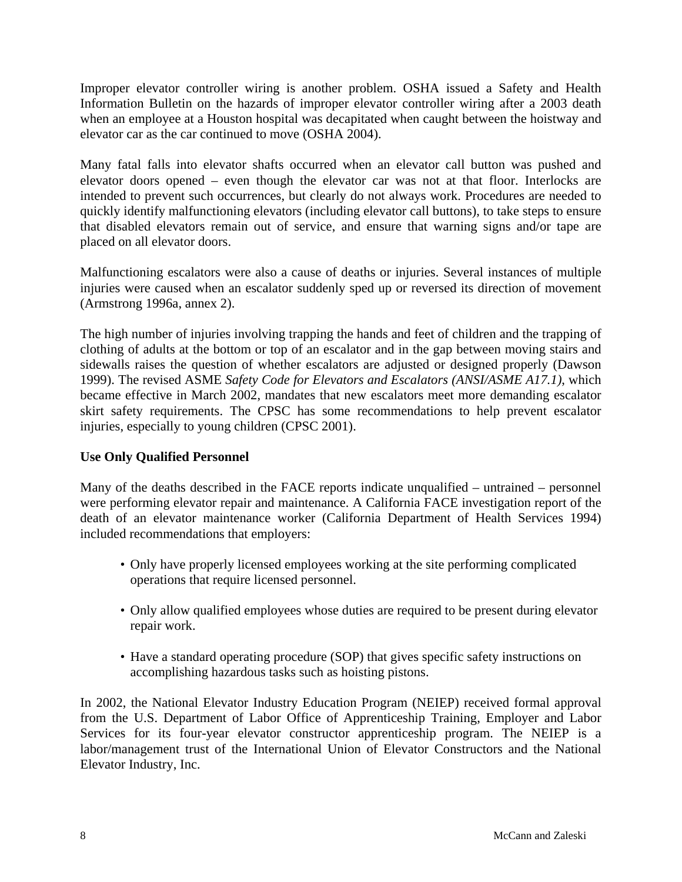Improper elevator controller wiring is another problem. OSHA issued a Safety and Health Information Bulletin on the hazards of improper elevator controller wiring after a 2003 death when an employee at a Houston hospital was decapitated when caught between the hoistway and elevator car as the car continued to move (OSHA 2004).

Many fatal falls into elevator shafts occurred when an elevator call button was pushed and elevator doors opened – even though the elevator car was not at that floor. Interlocks are intended to prevent such occurrences, but clearly do not always work. Procedures are needed to quickly identify malfunctioning elevators (including elevator call buttons), to take steps to ensure that disabled elevators remain out of service, and ensure that warning signs and/or tape are placed on all elevator doors.

Malfunctioning escalators were also a cause of deaths or injuries. Several instances of multiple injuries were caused when an escalator suddenly sped up or reversed its direction of movement (Armstrong 1996a, annex 2).

The high number of injuries involving trapping the hands and feet of children and the trapping of clothing of adults at the bottom or top of an escalator and in the gap between moving stairs and sidewalls raises the question of whether escalators are adjusted or designed properly (Dawson 1999). The revised ASME *Safety Code for Elevators and Escalators (ANSI/ASME A17.1)*, which became effective in March 2002, mandates that new escalators meet more demanding escalator skirt safety requirements. The CPSC has some recommendations to help prevent escalator injuries, especially to young children (CPSC 2001).

**Use Only Qualified Personnel**

Many of the deaths described in the FACE reports indicate unqualified – untrained – personnel were performing elevator repair and maintenance. A California FACE investigation report of the death of an elevator maintenance worker (California Department of Health Services 1994) included recommendations that employers:

- Only have properly licensed employees working at the site performing complicated operations that require licensed personnel.
- Only allow qualified employees whose duties are required to be present during elevator repair work.
- Have a standard operating procedure (SOP) that gives specific safety instructions on accomplishing hazardous tasks such as hoisting pistons.

In 2002, the National Elevator Industry Education Program (NEIEP) received formal approval from the U.S. Department of Labor Office of Apprenticeship Training, Employer and Labor Services for its four-year elevator constructor apprenticeship program. The NEIEP is a labor/management trust of the International Union of Elevator Constructors and the National Elevator Industry, Inc.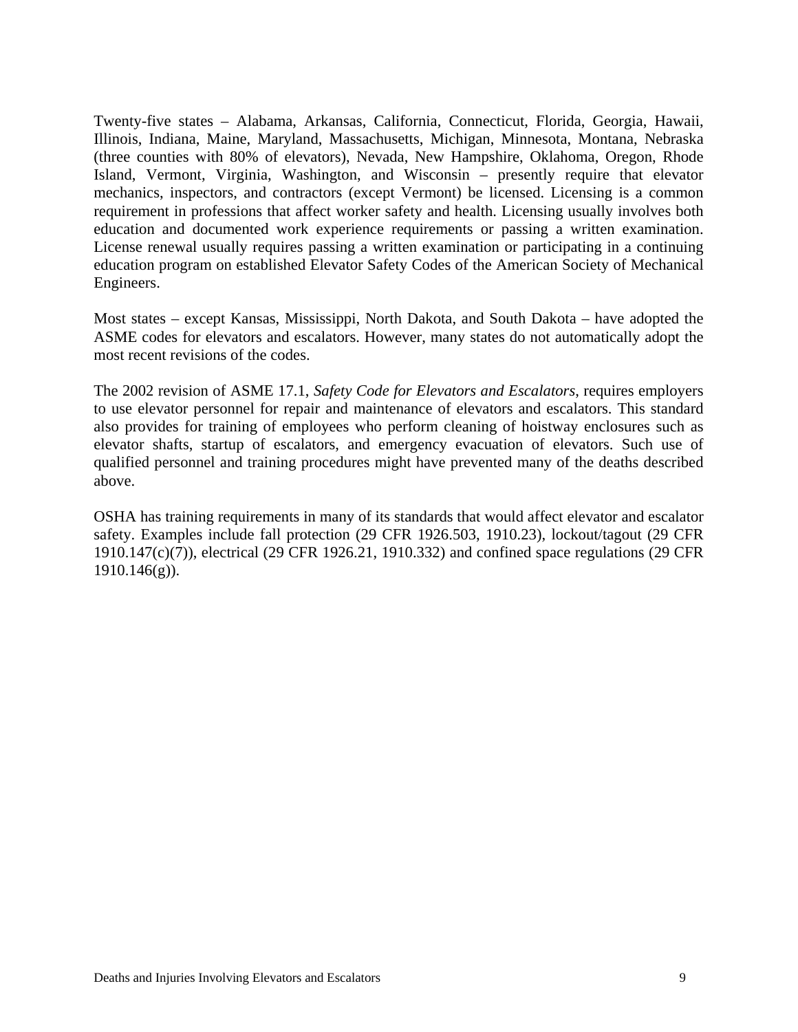Twenty-five states – Alabama, Arkansas, California, Connecticut, Florida, Georgia, Hawaii, Illinois, Indiana, Maine, Maryland, Massachusetts, Michigan, Minnesota, Montana, Nebraska (three counties with 80% of elevators), Nevada, New Hampshire, Oklahoma, Oregon, Rhode Island, Vermont, Virginia, Washington, and Wisconsin – presently require that elevator mechanics, inspectors, and contractors (except Vermont) be licensed. Licensing is a common requirement in professions that affect worker safety and health. Licensing usually involves both education and documented work experience requirements or passing a written examination. License renewal usually requires passing a written examination or participating in a continuing education program on established Elevator Safety Codes of the American Society of Mechanical Engineers.

Most states – except Kansas, Mississippi, North Dakota, and South Dakota – have adopted the ASME codes for elevators and escalators. However, many states do not automatically adopt the most recent revisions of the codes.

The 2002 revision of ASME 17.1, *Safety Code for Elevators and Escalators*, requires employers to use elevator personnel for repair and maintenance of elevators and escalators. This standard also provides for training of employees who perform cleaning of hoistway enclosures such as elevator shafts, startup of escalators, and emergency evacuation of elevators. Such use of qualified personnel and training procedures might have prevented many of the deaths described above.

OSHA has training requirements in many of its standards that would affect elevator and escalator safety. Examples include fall protection (29 CFR 1926.503, 1910.23), lockout/tagout (29 CFR 1910.147(c)(7)), electrical (29 CFR 1926.21, 1910.332) and confined space regulations (29 CFR 1910.146(g)).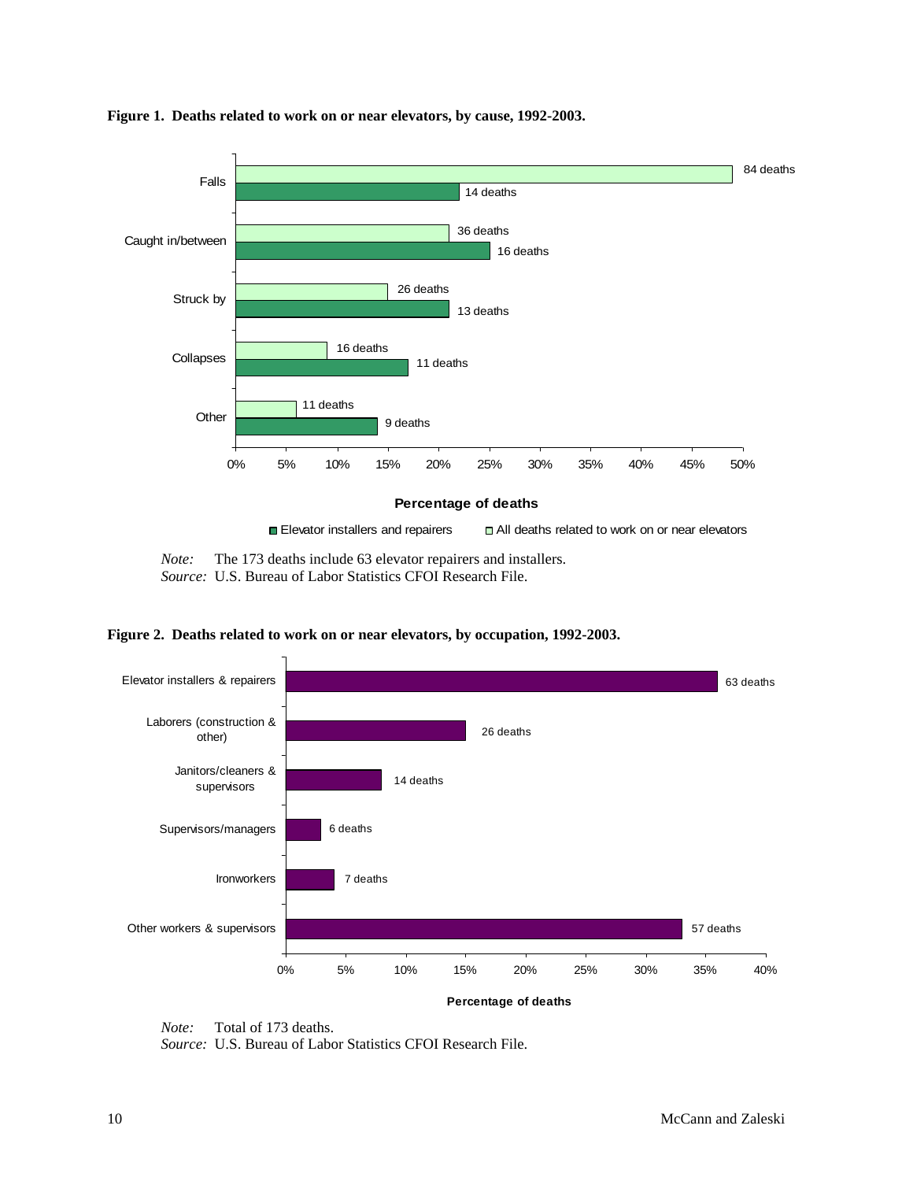**Figure 1. Deaths related to work on or near elevators, by cause, 1992-2003.**

| Cause | Elevator installers and repairers | All deaths related to work on or near elevators |
|---|---|---|
| Falls | 14 deaths | 84 deaths |
| Caught in/between | 16 deaths | 36 deaths |
| Struck by | 13 deaths | 26 deaths |
| Collapses | 11 deaths | 16 deaths |
| Other | 9 deaths | 11 deaths |

Percentage of deaths

*Note:* The 173 deaths include 63 elevator repairers and installers.
*Source:* U.S. Bureau of Labor Statistics CFOI Research File.

**Figure 2. Deaths related to work on or near elevators, by occupation, 1992-2003.**

| Occupation | Deaths |
|---|---|
| Elevator installers & repairers | 63 deaths |
| Laborers (construction & other) | 26 deaths |
| Janitors/cleaners & supervisors | 14 deaths |
| Supervisors/managers | 6 deaths |
| Ironworkers | 7 deaths |
| Other workers & supervisors | 57 deaths |

Percentage of deaths

*Note:* Total of 173 deaths.
*Source:* U.S. Bureau of Labor Statistics CFOI Research File.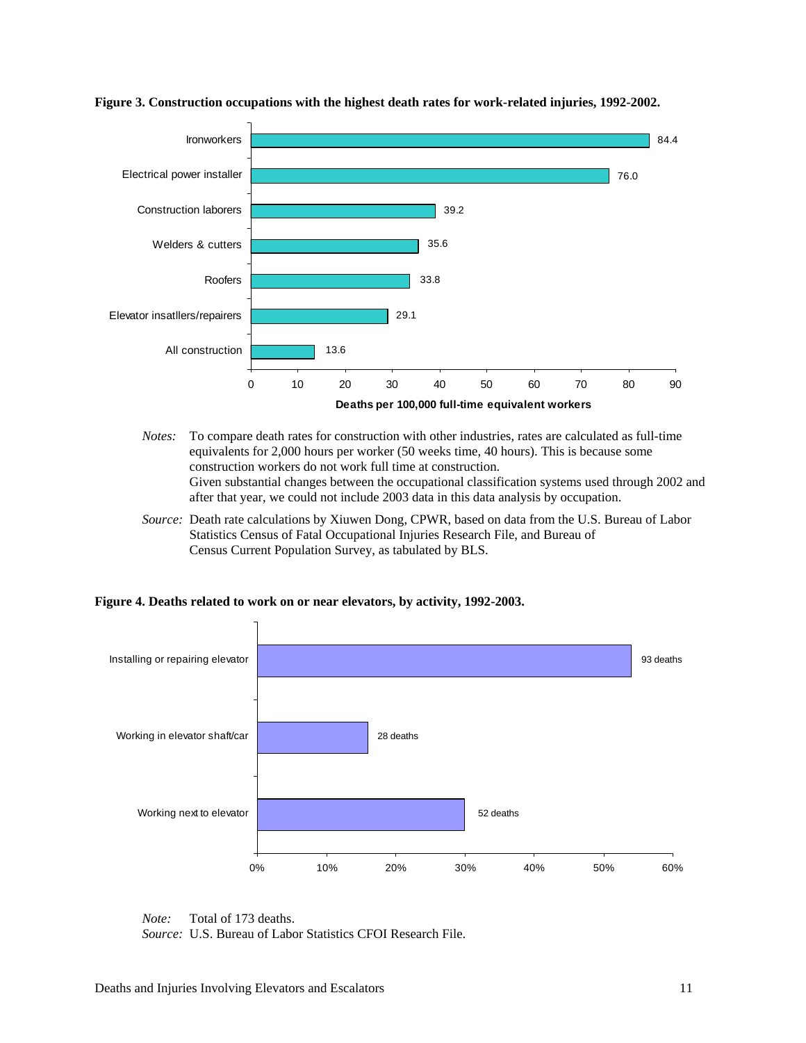**Figure 3. Construction occupations with the highest death rates for work-related injuries, 1992-2002.**

| Occupation | Deaths per 100,000 full-time equivalent workers |
|---|---|
| Ironworkers | 84.4 |
| Electrical power installer | 76.0 |
| Construction laborers | 39.2 |
| Welders & cutters | 35.6 |
| Roofers | 33.8 |
| Elevator insatllers/repairers | 29.1 |
| All construction | 13.6 |

*Notes:* To compare death rates for construction with other industries, rates are calculated as full-time equivalents for 2,000 hours per worker (50 weeks time, 40 hours). This is because some construction workers do not work full time at construction.
Given substantial changes between the occupational classification systems used through 2002 and after that year, we could not include 2003 data in this data analysis by occupation.

*Source:* Death rate calculations by Xiuwen Dong, CPWR, based on data from the U.S. Bureau of Labor Statistics Census of Fatal Occupational Injuries Research File, and Bureau of Census Current Population Survey, as tabulated by BLS.

**Figure 4. Deaths related to work on or near elevators, by activity, 1992-2003.**

| Activity | Deaths |
|---|---|
| Installing or repairing elevator | 93 deaths |
| Working in elevator shaft/car | 28 deaths |
| Working next to elevator | 52 deaths |

*Note:* Total of 173 deaths.
*Source:* U.S. Bureau of Labor Statistics CFOI Research File.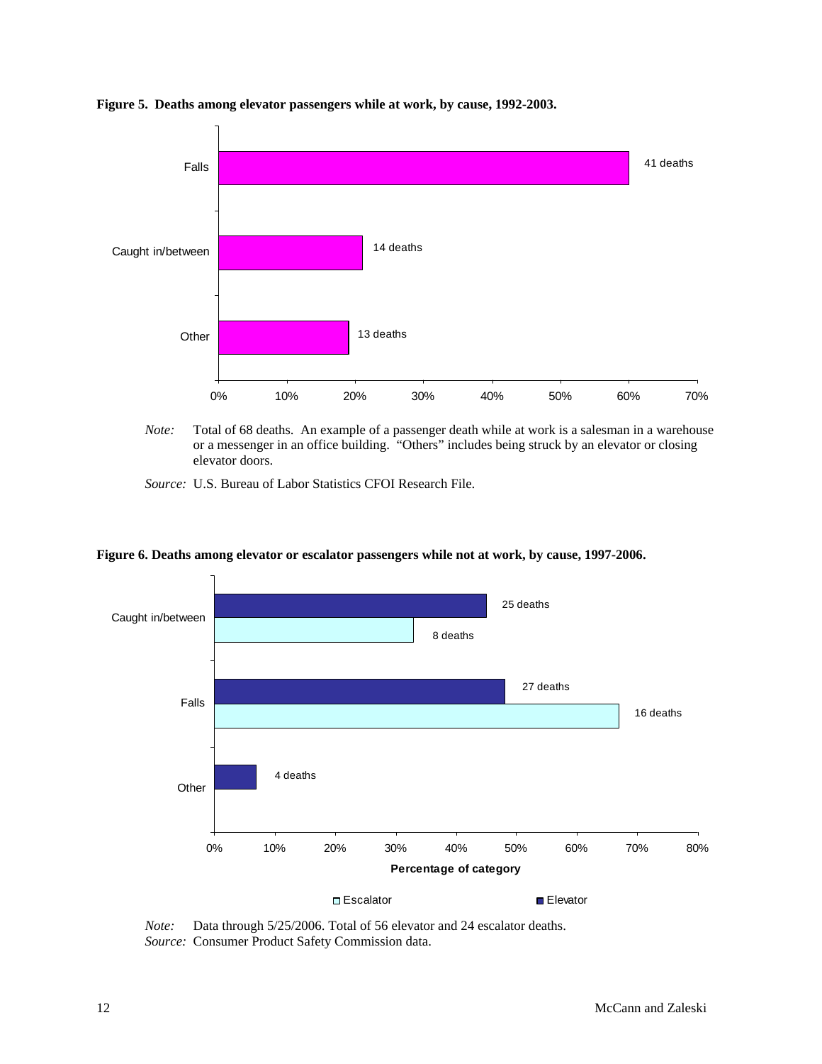**Figure 5. Deaths among elevator passengers while at work, by cause, 1992-2003.**

*Note:* Total of 68 deaths. An example of a passenger death while at work is a salesman in a warehouse or a messenger in an office building. "Others" includes being struck by an elevator or closing elevator doors.

*Source:* U.S. Bureau of Labor Statistics CFOI Research File.

**Figure 6. Deaths among elevator or escalator passengers while not at work, by cause, 1997-2006.**

*Note:* Data through 5/25/2006. Total of 56 elevator and 24 escalator deaths.
*Source:* Consumer Product Safety Commission data.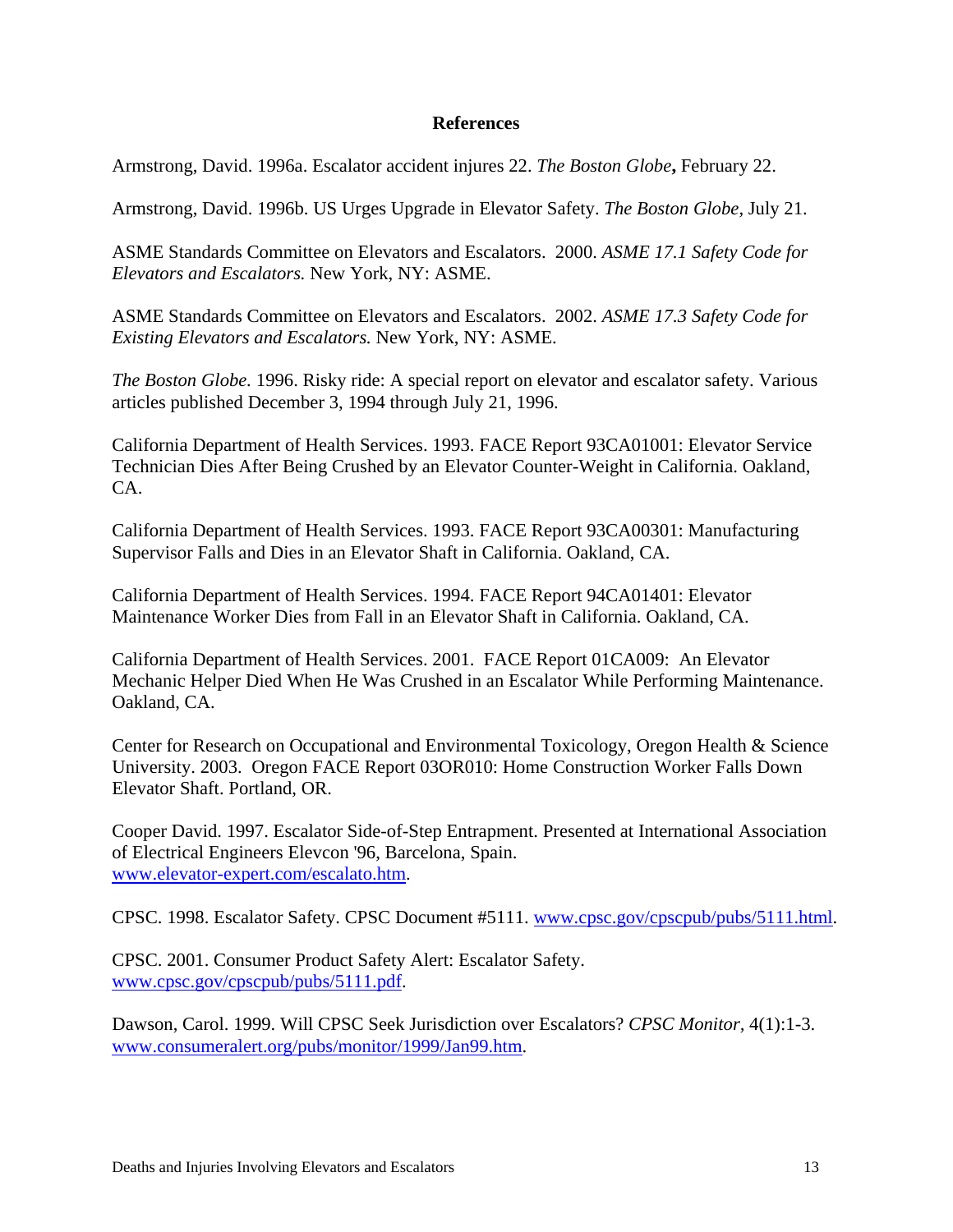## References

Armstrong, David. 1996a. Escalator accident injures 22. *The Boston Globe***,** February 22.

Armstrong, David. 1996b. US Urges Upgrade in Elevator Safety. *The Boston Globe*, July 21.

ASME Standards Committee on Elevators and Escalators. 2000. *ASME 17.1 Safety Code for Elevators and Escalators.* New York, NY: ASME.

ASME Standards Committee on Elevators and Escalators. 2002. *ASME 17.3 Safety Code for Existing Elevators and Escalators.* New York, NY: ASME.

*The Boston Globe.* 1996. Risky ride: A special report on elevator and escalator safety. Various articles published December 3, 1994 through July 21, 1996.

California Department of Health Services. 1993. FACE Report 93CA01001: Elevator Service Technician Dies After Being Crushed by an Elevator Counter-Weight in California. Oakland, CA.

California Department of Health Services. 1993. FACE Report 93CA00301: Manufacturing Supervisor Falls and Dies in an Elevator Shaft in California. Oakland, CA.

California Department of Health Services. 1994. FACE Report 94CA01401: Elevator Maintenance Worker Dies from Fall in an Elevator Shaft in California. Oakland, CA.

California Department of Health Services. 2001. FACE Report 01CA009: An Elevator Mechanic Helper Died When He Was Crushed in an Escalator While Performing Maintenance. Oakland, CA.

Center for Research on Occupational and Environmental Toxicology, Oregon Health & Science University. 2003. Oregon FACE Report 03OR010: Home Construction Worker Falls Down Elevator Shaft. Portland, OR.

Cooper David. 1997. Escalator Side-of-Step Entrapment. Presented at International Association of Electrical Engineers Elevcon '96, Barcelona, Spain. www.elevator-expert.com/escalato.htm.

CPSC. 1998. Escalator Safety. CPSC Document #5111. www.cpsc.gov/cpscpub/pubs/5111.html.

CPSC. 2001. Consumer Product Safety Alert: Escalator Safety. www.cpsc.gov/cpscpub/pubs/5111.pdf.

Dawson, Carol. 1999. Will CPSC Seek Jurisdiction over Escalators? *CPSC Monitor*, 4(1):1-3. www.consumeralert.org/pubs/monitor/1999/Jan99.htm.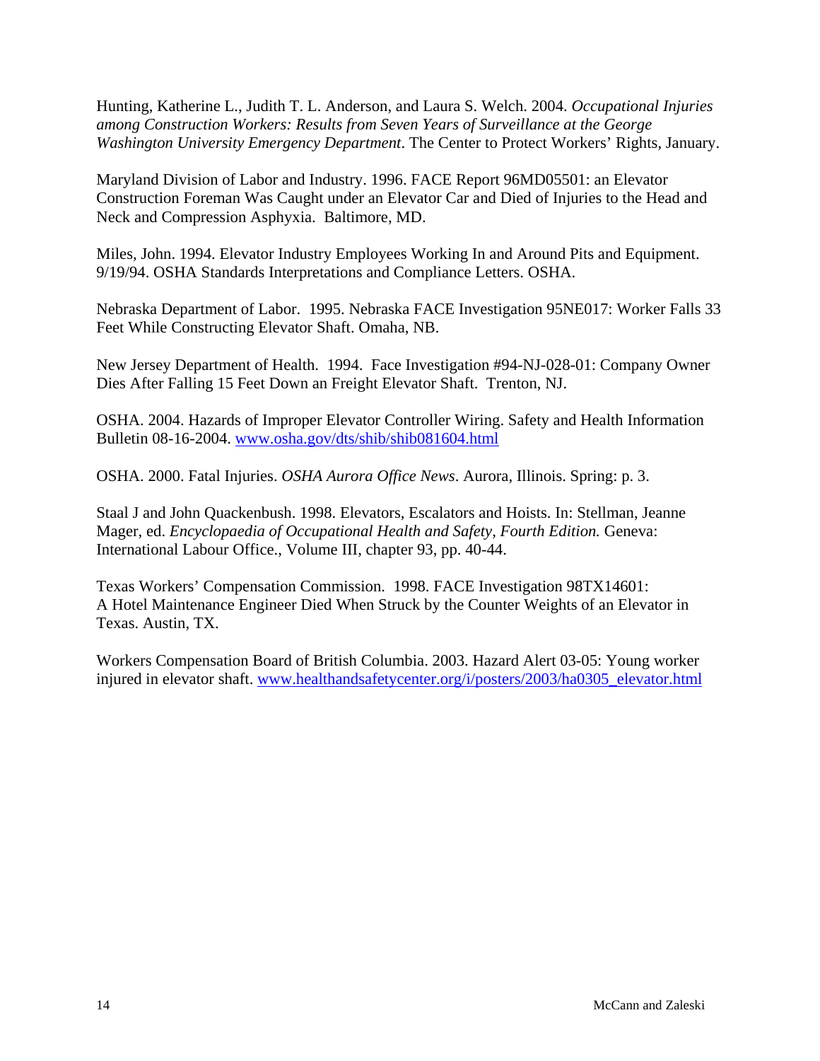Hunting, Katherine L., Judith T. L. Anderson, and Laura S. Welch. 2004. *Occupational Injuries among Construction Workers: Results from Seven Years of Surveillance at the George Washington University Emergency Department*. The Center to Protect Workers' Rights, January.

Maryland Division of Labor and Industry. 1996. FACE Report 96MD05501: an Elevator Construction Foreman Was Caught under an Elevator Car and Died of Injuries to the Head and Neck and Compression Asphyxia. Baltimore, MD.

Miles, John. 1994. Elevator Industry Employees Working In and Around Pits and Equipment. 9/19/94. OSHA Standards Interpretations and Compliance Letters. OSHA.

Nebraska Department of Labor. 1995. Nebraska FACE Investigation 95NE017: Worker Falls 33 Feet While Constructing Elevator Shaft. Omaha, NB.

New Jersey Department of Health. 1994. Face Investigation #94-NJ-028-01: Company Owner Dies After Falling 15 Feet Down an Freight Elevator Shaft. Trenton, NJ.

OSHA. 2004. Hazards of Improper Elevator Controller Wiring. Safety and Health Information Bulletin 08-16-2004. www.osha.gov/dts/shib/shib081604.html

OSHA. 2000. Fatal Injuries. *OSHA Aurora Office News*. Aurora, Illinois. Spring: p. 3.

Staal J and John Quackenbush. 1998. Elevators, Escalators and Hoists. In: Stellman, Jeanne Mager, ed. *Encyclopaedia of Occupational Health and Safety, Fourth Edition.* Geneva: International Labour Office., Volume III, chapter 93, pp. 40-44.

Texas Workers' Compensation Commission. 1998. FACE Investigation 98TX14601: A Hotel Maintenance Engineer Died When Struck by the Counter Weights of an Elevator in Texas. Austin, TX.

Workers Compensation Board of British Columbia. 2003. Hazard Alert 03-05: Young worker injured in elevator shaft. www.healthandsafetycenter.org/i/posters/2003/ha0305_elevator.html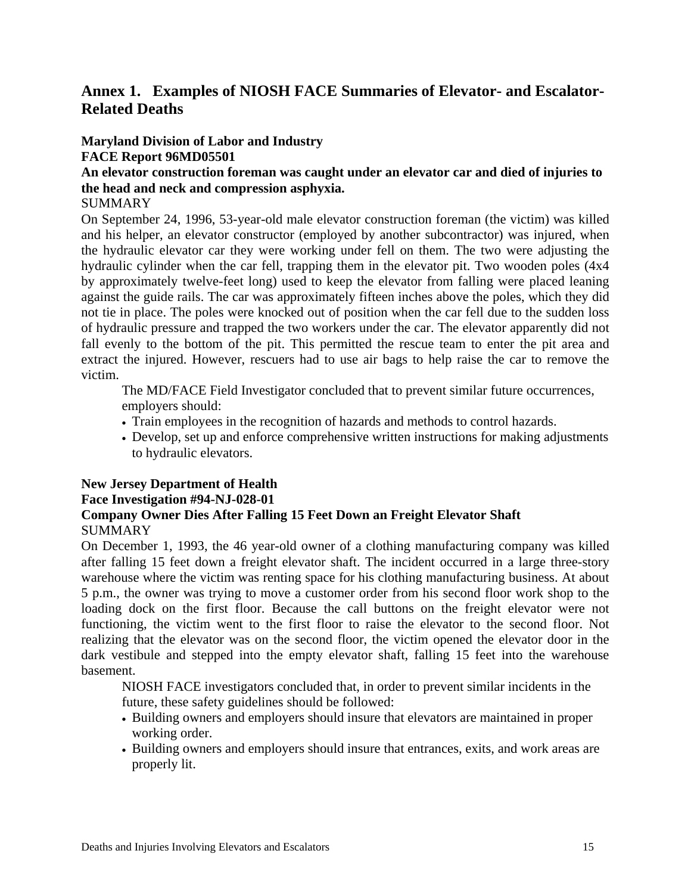## Annex 1. Examples of NIOSH FACE Summaries of Elevator- and Escalator-Related Deaths

**Maryland Division of Labor and Industry**
**FACE Report 96MD05501**
**An elevator construction foreman was caught under an elevator car and died of injuries to the head and neck and compression asphyxia.**

SUMMARY

On September 24, 1996, 53-year-old male elevator construction foreman (the victim) was killed and his helper, an elevator constructor (employed by another subcontractor) was injured, when the hydraulic elevator car they were working under fell on them. The two were adjusting the hydraulic cylinder when the car fell, trapping them in the elevator pit. Two wooden poles (4x4 by approximately twelve-feet long) used to keep the elevator from falling were placed leaning against the guide rails. The car was approximately fifteen inches above the poles, which they did not tie in place. The poles were knocked out of position when the car fell due to the sudden loss of hydraulic pressure and trapped the two workers under the car. The elevator apparently did not fall evenly to the bottom of the pit. This permitted the rescue team to enter the pit area and extract the injured. However, rescuers had to use air bags to help raise the car to remove the victim.

The MD/FACE Field Investigator concluded that to prevent similar future occurrences, employers should:

- Train employees in the recognition of hazards and methods to control hazards.
- Develop, set up and enforce comprehensive written instructions for making adjustments to hydraulic elevators.

**New Jersey Department of Health**
**Face Investigation #94-NJ-028-01**
**Company Owner Dies After Falling 15 Feet Down an Freight Elevator Shaft**

SUMMARY

On December 1, 1993, the 46 year-old owner of a clothing manufacturing company was killed after falling 15 feet down a freight elevator shaft. The incident occurred in a large three-story warehouse where the victim was renting space for his clothing manufacturing business. At about 5 p.m., the owner was trying to move a customer order from his second floor work shop to the loading dock on the first floor. Because the call buttons on the freight elevator were not functioning, the victim went to the first floor to raise the elevator to the second floor. Not realizing that the elevator was on the second floor, the victim opened the elevator door in the dark vestibule and stepped into the empty elevator shaft, falling 15 feet into the warehouse basement.

NIOSH FACE investigators concluded that, in order to prevent similar incidents in the future, these safety guidelines should be followed:

- Building owners and employers should insure that elevators are maintained in proper working order.
- Building owners and employers should insure that entrances, exits, and work areas are properly lit.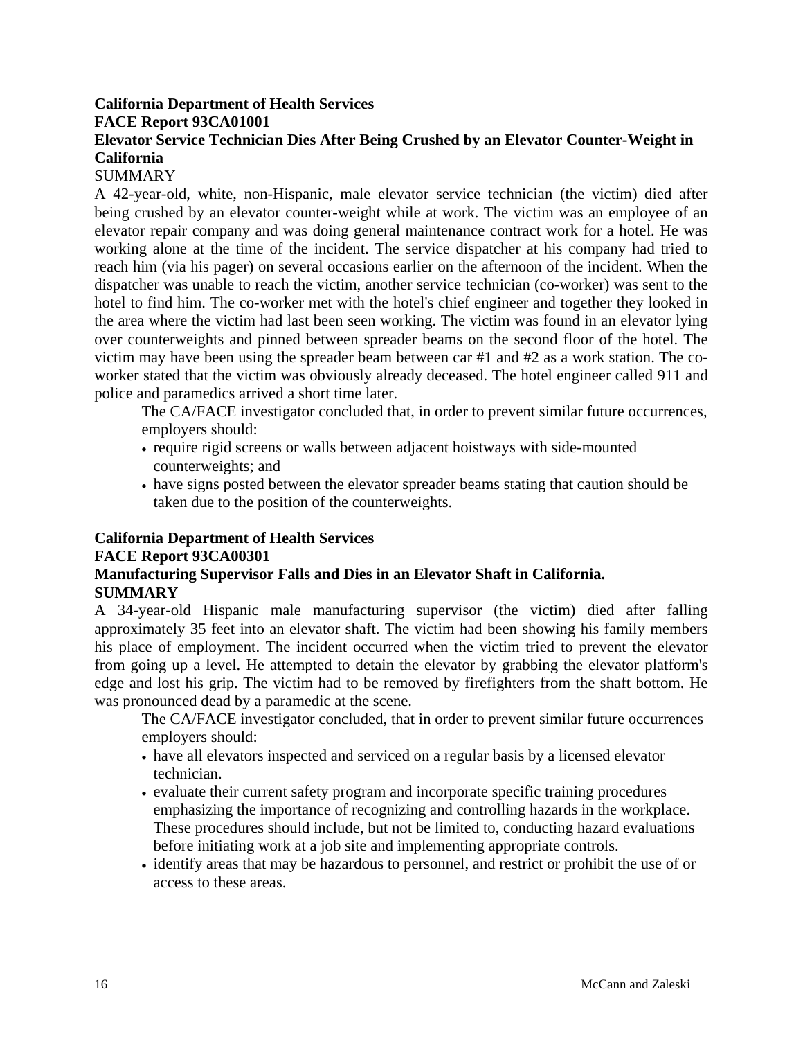**California Department of Health Services**
**FACE Report 93CA01001**
**Elevator Service Technician Dies After Being Crushed by an Elevator Counter-Weight in California**

SUMMARY

A 42-year-old, white, non-Hispanic, male elevator service technician (the victim) died after being crushed by an elevator counter-weight while at work. The victim was an employee of an elevator repair company and was doing general maintenance contract work for a hotel. He was working alone at the time of the incident. The service dispatcher at his company had tried to reach him (via his pager) on several occasions earlier on the afternoon of the incident. When the dispatcher was unable to reach the victim, another service technician (co-worker) was sent to the hotel to find him. The co-worker met with the hotel's chief engineer and together they looked in the area where the victim had last been seen working. The victim was found in an elevator lying over counterweights and pinned between spreader beams on the second floor of the hotel. The victim may have been using the spreader beam between car #1 and #2 as a work station. The co-worker stated that the victim was obviously already deceased. The hotel engineer called 911 and police and paramedics arrived a short time later.

The CA/FACE investigator concluded that, in order to prevent similar future occurrences, employers should:

- require rigid screens or walls between adjacent hoistways with side-mounted counterweights; and
- have signs posted between the elevator spreader beams stating that caution should be taken due to the position of the counterweights.

**California Department of Health Services**
**FACE Report 93CA00301**
**Manufacturing Supervisor Falls and Dies in an Elevator Shaft in California.**
**SUMMARY**

A 34-year-old Hispanic male manufacturing supervisor (the victim) died after falling approximately 35 feet into an elevator shaft. The victim had been showing his family members his place of employment. The incident occurred when the victim tried to prevent the elevator from going up a level. He attempted to detain the elevator by grabbing the elevator platform's edge and lost his grip. The victim had to be removed by firefighters from the shaft bottom. He was pronounced dead by a paramedic at the scene.

The CA/FACE investigator concluded, that in order to prevent similar future occurrences employers should:

- have all elevators inspected and serviced on a regular basis by a licensed elevator technician.
- evaluate their current safety program and incorporate specific training procedures emphasizing the importance of recognizing and controlling hazards in the workplace. These procedures should include, but not be limited to, conducting hazard evaluations before initiating work at a job site and implementing appropriate controls.
- identify areas that may be hazardous to personnel, and restrict or prohibit the use of or access to these areas.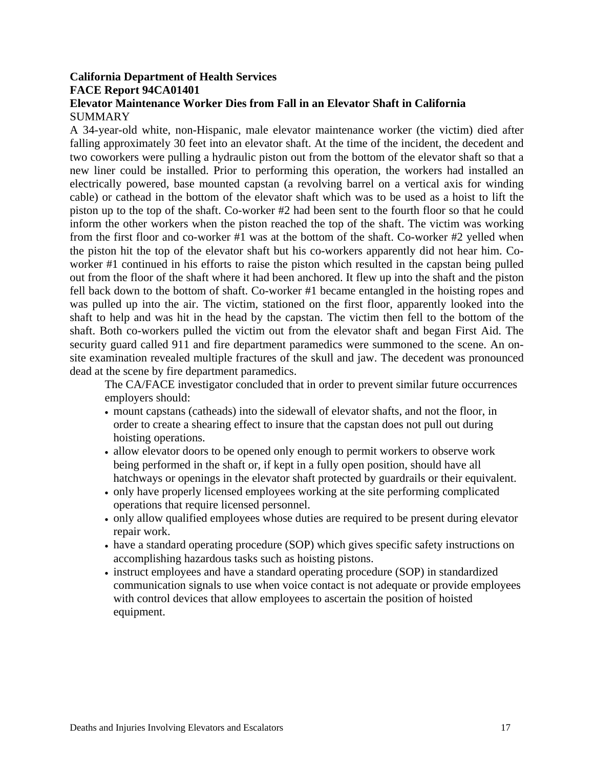**California Department of Health Services**
**FACE Report 94CA01401**
**Elevator Maintenance Worker Dies from Fall in an Elevator Shaft in California**
SUMMARY

A 34-year-old white, non-Hispanic, male elevator maintenance worker (the victim) died after falling approximately 30 feet into an elevator shaft. At the time of the incident, the decedent and two coworkers were pulling a hydraulic piston out from the bottom of the elevator shaft so that a new liner could be installed. Prior to performing this operation, the workers had installed an electrically powered, base mounted capstan (a revolving barrel on a vertical axis for winding cable) or cathead in the bottom of the elevator shaft which was to be used as a hoist to lift the piston up to the top of the shaft. Co-worker #2 had been sent to the fourth floor so that he could inform the other workers when the piston reached the top of the shaft. The victim was working from the first floor and co-worker #1 was at the bottom of the shaft. Co-worker #2 yelled when the piston hit the top of the elevator shaft but his co-workers apparently did not hear him. Co-worker #1 continued in his efforts to raise the piston which resulted in the capstan being pulled out from the floor of the shaft where it had been anchored. It flew up into the shaft and the piston fell back down to the bottom of shaft. Co-worker #1 became entangled in the hoisting ropes and was pulled up into the air. The victim, stationed on the first floor, apparently looked into the shaft to help and was hit in the head by the capstan. The victim then fell to the bottom of the shaft. Both co-workers pulled the victim out from the elevator shaft and began First Aid. The security guard called 911 and fire department paramedics were summoned to the scene. An on-site examination revealed multiple fractures of the skull and jaw. The decedent was pronounced dead at the scene by fire department paramedics.

The CA/FACE investigator concluded that in order to prevent similar future occurrences employers should:

- mount capstans (catheads) into the sidewall of elevator shafts, and not the floor, in order to create a shearing effect to insure that the capstan does not pull out during hoisting operations.
- allow elevator doors to be opened only enough to permit workers to observe work being performed in the shaft or, if kept in a fully open position, should have all hatchways or openings in the elevator shaft protected by guardrails or their equivalent.
- only have properly licensed employees working at the site performing complicated operations that require licensed personnel.
- only allow qualified employees whose duties are required to be present during elevator repair work.
- have a standard operating procedure (SOP) which gives specific safety instructions on accomplishing hazardous tasks such as hoisting pistons.
- instruct employees and have a standard operating procedure (SOP) in standardized communication signals to use when voice contact is not adequate or provide employees with control devices that allow employees to ascertain the position of hoisted equipment.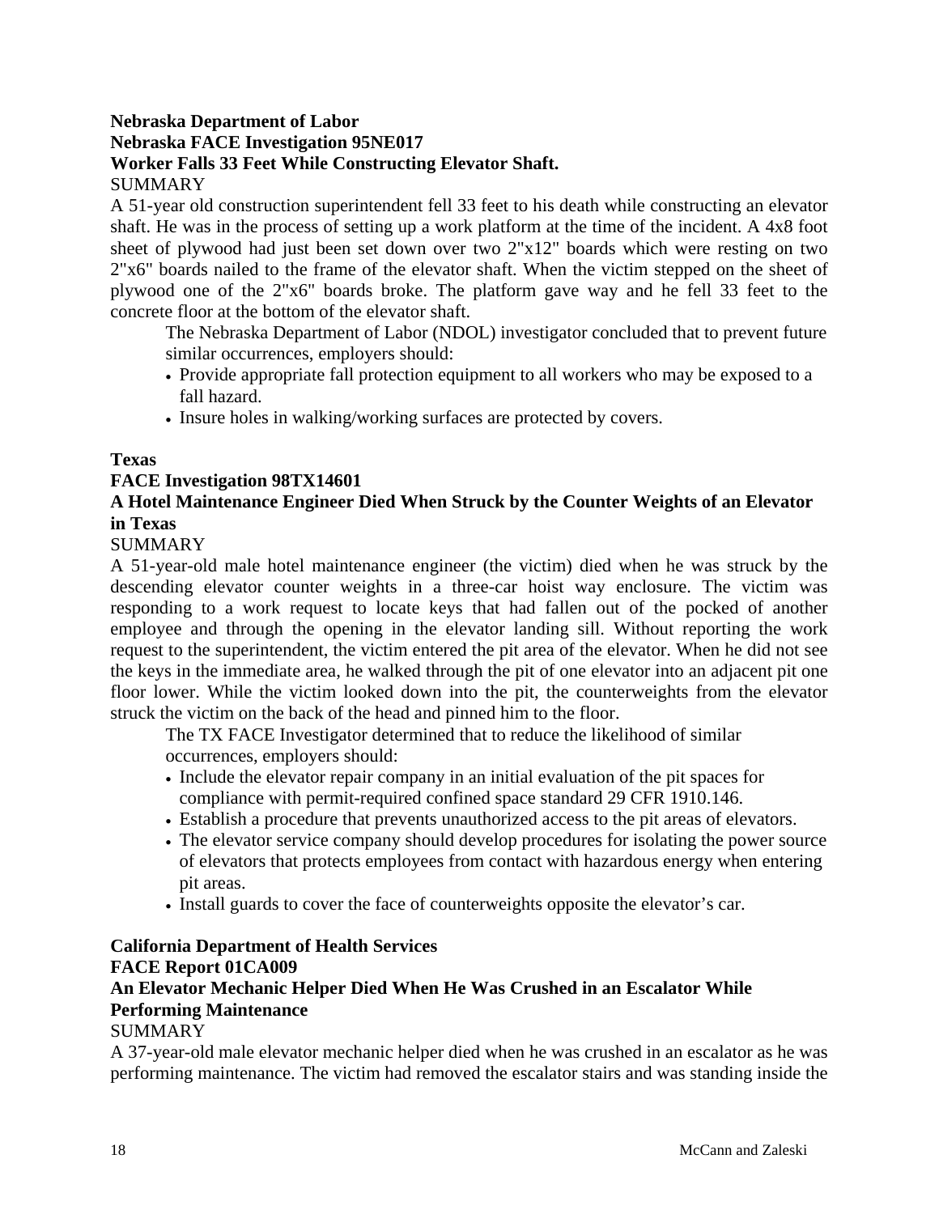**Nebraska Department of Labor**
**Nebraska FACE Investigation 95NE017**
**Worker Falls 33 Feet While Constructing Elevator Shaft.**
SUMMARY

A 51-year old construction superintendent fell 33 feet to his death while constructing an elevator shaft. He was in the process of setting up a work platform at the time of the incident. A 4x8 foot sheet of plywood had just been set down over two 2"x12" boards which were resting on two 2"x6" boards nailed to the frame of the elevator shaft. When the victim stepped on the sheet of plywood one of the 2"x6" boards broke. The platform gave way and he fell 33 feet to the concrete floor at the bottom of the elevator shaft.

The Nebraska Department of Labor (NDOL) investigator concluded that to prevent future similar occurrences, employers should:

- Provide appropriate fall protection equipment to all workers who may be exposed to a fall hazard.
- Insure holes in walking/working surfaces are protected by covers.

**Texas**
**FACE Investigation 98TX14601**
**A Hotel Maintenance Engineer Died When Struck by the Counter Weights of an Elevator in Texas**
SUMMARY

A 51-year-old male hotel maintenance engineer (the victim) died when he was struck by the descending elevator counter weights in a three-car hoist way enclosure. The victim was responding to a work request to locate keys that had fallen out of the pocked of another employee and through the opening in the elevator landing sill. Without reporting the work request to the superintendent, the victim entered the pit area of the elevator. When he did not see the keys in the immediate area, he walked through the pit of one elevator into an adjacent pit one floor lower. While the victim looked down into the pit, the counterweights from the elevator struck the victim on the back of the head and pinned him to the floor.

The TX FACE Investigator determined that to reduce the likelihood of similar occurrences, employers should:

- Include the elevator repair company in an initial evaluation of the pit spaces for compliance with permit-required confined space standard 29 CFR 1910.146.
- Establish a procedure that prevents unauthorized access to the pit areas of elevators.
- The elevator service company should develop procedures for isolating the power source of elevators that protects employees from contact with hazardous energy when entering pit areas.
- Install guards to cover the face of counterweights opposite the elevator's car.

**California Department of Health Services**
**FACE Report 01CA009**
**An Elevator Mechanic Helper Died When He Was Crushed in an Escalator While Performing Maintenance**
SUMMARY

A 37-year-old male elevator mechanic helper died when he was crushed in an escalator as he was performing maintenance. The victim had removed the escalator stairs and was standing inside the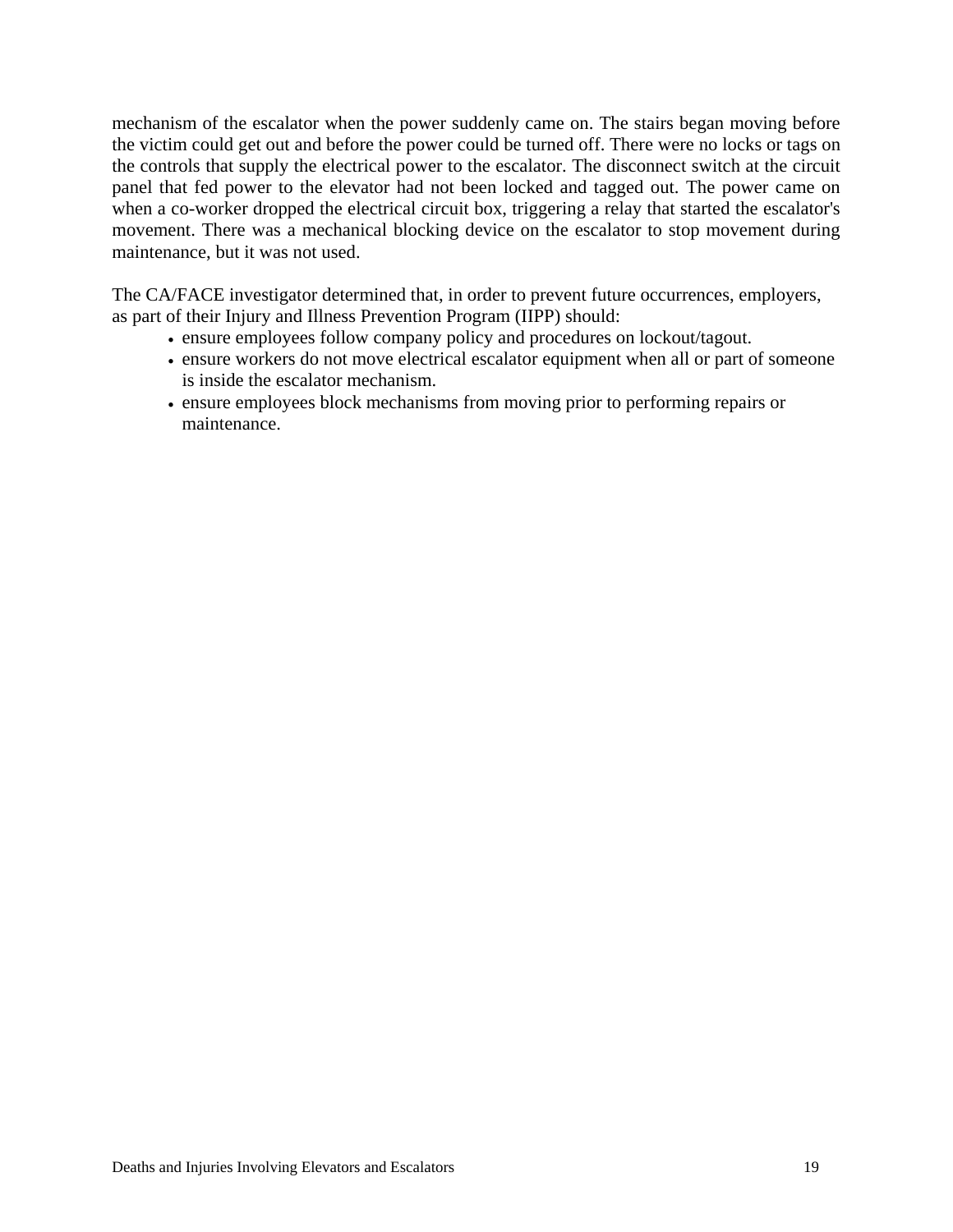mechanism of the escalator when the power suddenly came on. The stairs began moving before the victim could get out and before the power could be turned off. There were no locks or tags on the controls that supply the electrical power to the escalator. The disconnect switch at the circuit panel that fed power to the elevator had not been locked and tagged out. The power came on when a co-worker dropped the electrical circuit box, triggering a relay that started the escalator's movement. There was a mechanical blocking device on the escalator to stop movement during maintenance, but it was not used.

The CA/FACE investigator determined that, in order to prevent future occurrences, employers, as part of their Injury and Illness Prevention Program (IIPP) should:

- ensure employees follow company policy and procedures on lockout/tagout.
- ensure workers do not move electrical escalator equipment when all or part of someone is inside the escalator mechanism.
- ensure employees block mechanisms from moving prior to performing repairs or maintenance.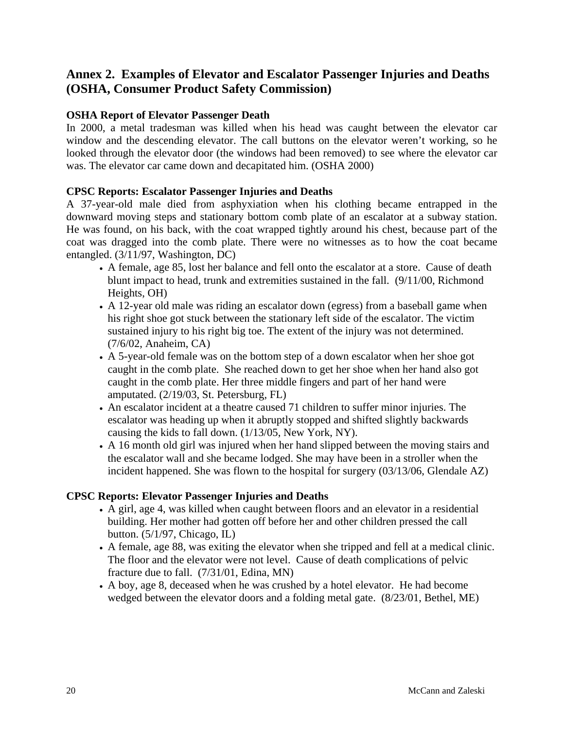## Annex 2. Examples of Elevator and Escalator Passenger Injuries and Deaths (OSHA, Consumer Product Safety Commission)

**OSHA Report of Elevator Passenger Death**

In 2000, a metal tradesman was killed when his head was caught between the elevator car window and the descending elevator. The call buttons on the elevator weren't working, so he looked through the elevator door (the windows had been removed) to see where the elevator car was. The elevator car came down and decapitated him. (OSHA 2000)

**CPSC Reports: Escalator Passenger Injuries and Deaths**

A 37-year-old male died from asphyxiation when his clothing became entrapped in the downward moving steps and stationary bottom comb plate of an escalator at a subway station. He was found, on his back, with the coat wrapped tightly around his chest, because part of the coat was dragged into the comb plate. There were no witnesses as to how the coat became entangled. (3/11/97, Washington, DC)

- A female, age 85, lost her balance and fell onto the escalator at a store. Cause of death blunt impact to head, trunk and extremities sustained in the fall. (9/11/00, Richmond Heights, OH)
- A 12-year old male was riding an escalator down (egress) from a baseball game when his right shoe got stuck between the stationary left side of the escalator. The victim sustained injury to his right big toe. The extent of the injury was not determined. (7/6/02, Anaheim, CA)
- A 5-year-old female was on the bottom step of a down escalator when her shoe got caught in the comb plate. She reached down to get her shoe when her hand also got caught in the comb plate. Her three middle fingers and part of her hand were amputated. (2/19/03, St. Petersburg, FL)
- An escalator incident at a theatre caused 71 children to suffer minor injuries. The escalator was heading up when it abruptly stopped and shifted slightly backwards causing the kids to fall down. (1/13/05, New York, NY).
- A 16 month old girl was injured when her hand slipped between the moving stairs and the escalator wall and she became lodged. She may have been in a stroller when the incident happened. She was flown to the hospital for surgery (03/13/06, Glendale AZ)

**CPSC Reports: Elevator Passenger Injuries and Deaths**

- A girl, age 4, was killed when caught between floors and an elevator in a residential building. Her mother had gotten off before her and other children pressed the call button. (5/1/97, Chicago, IL)
- A female, age 88, was exiting the elevator when she tripped and fell at a medical clinic. The floor and the elevator were not level. Cause of death complications of pelvic fracture due to fall. (7/31/01, Edina, MN)
- A boy, age 8, deceased when he was crushed by a hotel elevator. He had become wedged between the elevator doors and a folding metal gate. (8/23/01, Bethel, ME)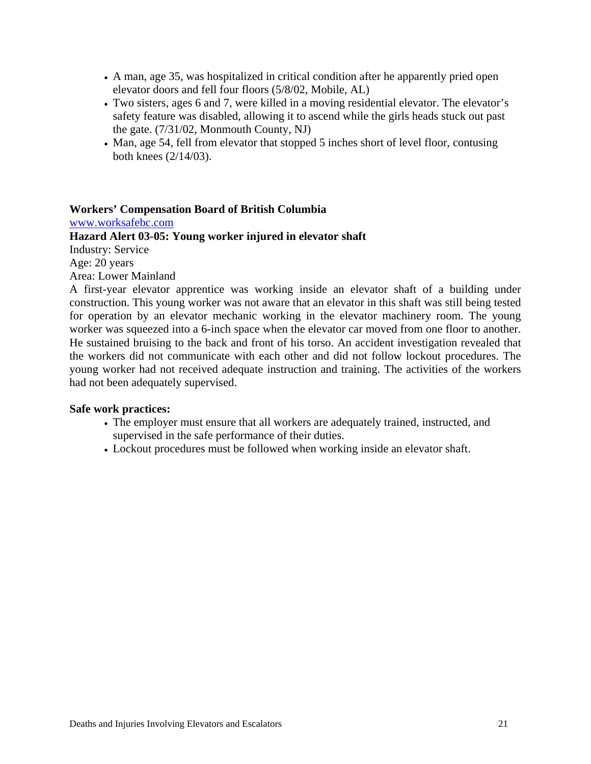- A man, age 35, was hospitalized in critical condition after he apparently pried open elevator doors and fell four floors (5/8/02, Mobile, AL)
- Two sisters, ages 6 and 7, were killed in a moving residential elevator. The elevator's safety feature was disabled, allowing it to ascend while the girls heads stuck out past the gate. (7/31/02, Monmouth County, NJ)
- Man, age 54, fell from elevator that stopped 5 inches short of level floor, contusing both knees (2/14/03).

**Workers' Compensation Board of British Columbia**

[www.worksafebc.com](http://www.worksafebc.com)

**Hazard Alert 03-05: Young worker injured in elevator shaft**

Industry: Service

Age: 20 years

Area: Lower Mainland

A first-year elevator apprentice was working inside an elevator shaft of a building under construction. This young worker was not aware that an elevator in this shaft was still being tested for operation by an elevator mechanic working in the elevator machinery room. The young worker was squeezed into a 6-inch space when the elevator car moved from one floor to another. He sustained bruising to the back and front of his torso. An accident investigation revealed that the workers did not communicate with each other and did not follow lockout procedures. The young worker had not received adequate instruction and training. The activities of the workers had not been adequately supervised.

**Safe work practices:**

- The employer must ensure that all workers are adequately trained, instructed, and supervised in the safe performance of their duties.
- Lockout procedures must be followed when working inside an elevator shaft.